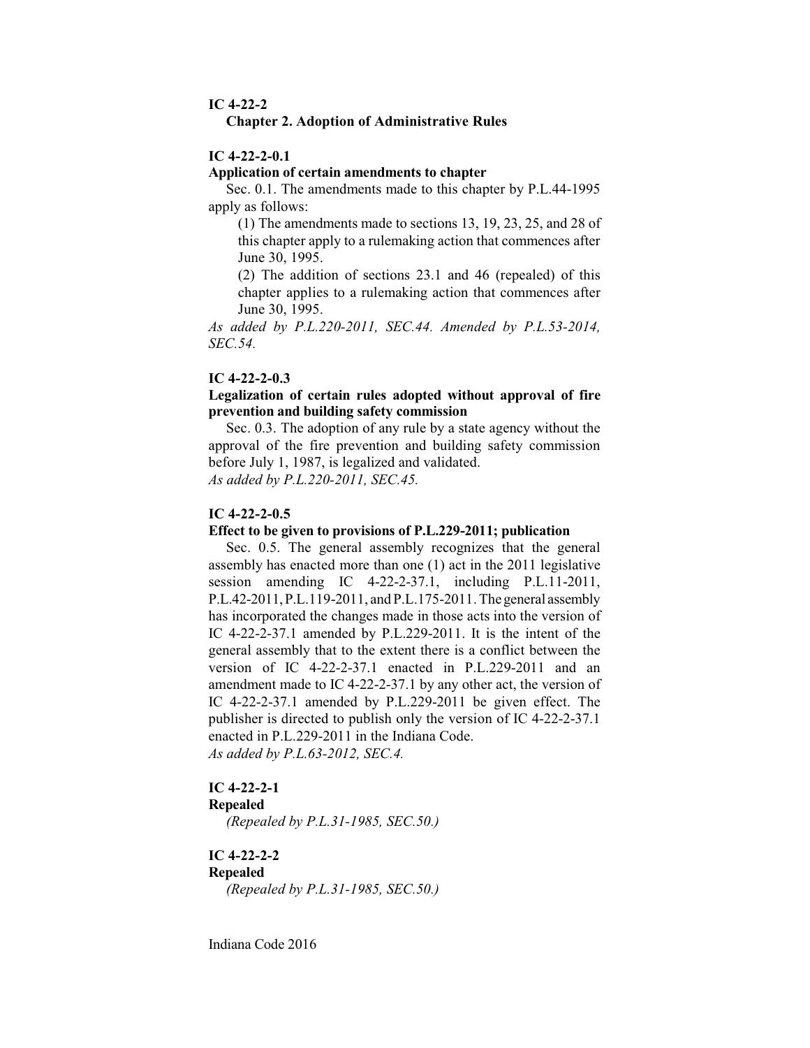**IC 4-22-2**

**Chapter 2. Adoption of Administrative Rules**

**IC 4-22-2-0.1**

**Application of certain amendments to chapter**

Sec. 0.1. The amendments made to this chapter by P.L.44-1995 apply as follows:

(1) The amendments made to sections 13, 19, 23, 25, and 28 of this chapter apply to a rulemaking action that commences after June 30, 1995.

(2) The addition of sections 23.1 and 46 (repealed) of this chapter applies to a rulemaking action that commences after June 30, 1995.

*As added by P.L.220-2011, SEC.44. Amended by P.L.53-2014, SEC.54.*

**IC 4-22-2-0.3**

**Legalization of certain rules adopted without approval of fire prevention and building safety commission**

Sec. 0.3. The adoption of any rule by a state agency without the approval of the fire prevention and building safety commission before July 1, 1987, is legalized and validated.

*As added by P.L.220-2011, SEC.45.*

**IC 4-22-2-0.5**

**Effect to be given to provisions of P.L.229-2011; publication**

Sec. 0.5. The general assembly recognizes that the general assembly has enacted more than one (1) act in the 2011 legislative session amending IC 4-22-2-37.1, including P.L.11-2011, P.L.42-2011, P.L.119-2011, and P.L.175-2011. The general assembly has incorporated the changes made in those acts into the version of IC 4-22-2-37.1 amended by P.L.229-2011. It is the intent of the general assembly that to the extent there is a conflict between the version of IC 4-22-2-37.1 enacted in P.L.229-2011 and an amendment made to IC 4-22-2-37.1 by any other act, the version of IC 4-22-2-37.1 amended by P.L.229-2011 be given effect. The publisher is directed to publish only the version of IC 4-22-2-37.1 enacted in P.L.229-2011 in the Indiana Code.

*As added by P.L.63-2012, SEC.4.*

**IC 4-22-2-1**

**Repealed**

*(Repealed by P.L.31-1985, SEC.50.)*

**IC 4-22-2-2**

**Repealed**

*(Repealed by P.L.31-1985, SEC.50.)*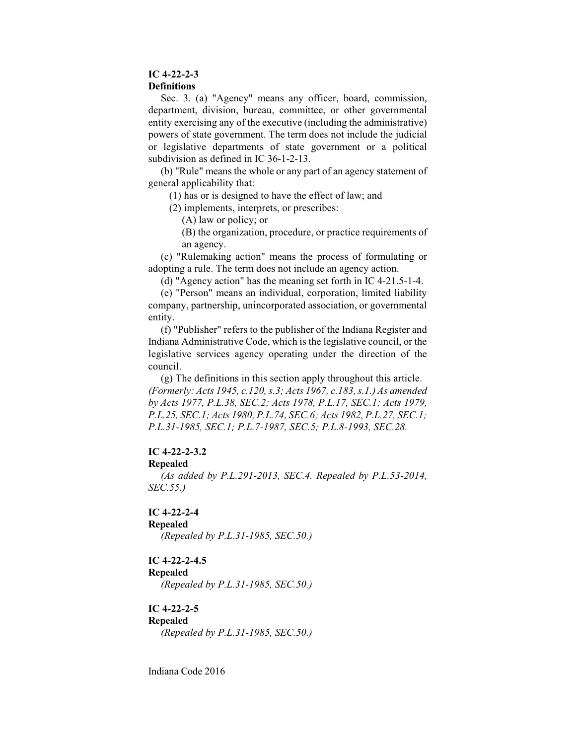**IC 4-22-2-3**
**Definitions**

Sec. 3. (a) "Agency" means any officer, board, commission, department, division, bureau, committee, or other governmental entity exercising any of the executive (including the administrative) powers of state government. The term does not include the judicial or legislative departments of state government or a political subdivision as defined in IC 36-1-2-13.

(b) "Rule" means the whole or any part of an agency statement of general applicability that:

(1) has or is designed to have the effect of law; and

(2) implements, interprets, or prescribes:

(A) law or policy; or

(B) the organization, procedure, or practice requirements of an agency.

(c) "Rulemaking action" means the process of formulating or adopting a rule. The term does not include an agency action.

(d) "Agency action" has the meaning set forth in IC 4-21.5-1-4.

(e) "Person" means an individual, corporation, limited liability company, partnership, unincorporated association, or governmental entity.

(f) "Publisher" refers to the publisher of the Indiana Register and Indiana Administrative Code, which is the legislative council, or the legislative services agency operating under the direction of the council.

(g) The definitions in this section apply throughout this article.
*(Formerly: Acts 1945, c.120, s.3; Acts 1967, c.183, s.1.) As amended by Acts 1977, P.L.38, SEC.2; Acts 1978, P.L.17, SEC.1; Acts 1979, P.L.25, SEC.1; Acts 1980, P.L.74, SEC.6; Acts 1982, P.L.27, SEC.1; P.L.31-1985, SEC.1; P.L.7-1987, SEC.5; P.L.8-1993, SEC.28.*

**IC 4-22-2-3.2**
**Repealed**

*(As added by P.L.291-2013, SEC.4. Repealed by P.L.53-2014, SEC.55.)*

**IC 4-22-2-4**
**Repealed**

*(Repealed by P.L.31-1985, SEC.50.)*

**IC 4-22-2-4.5**
**Repealed**

*(Repealed by P.L.31-1985, SEC.50.)*

**IC 4-22-2-5**
**Repealed**

*(Repealed by P.L.31-1985, SEC.50.)*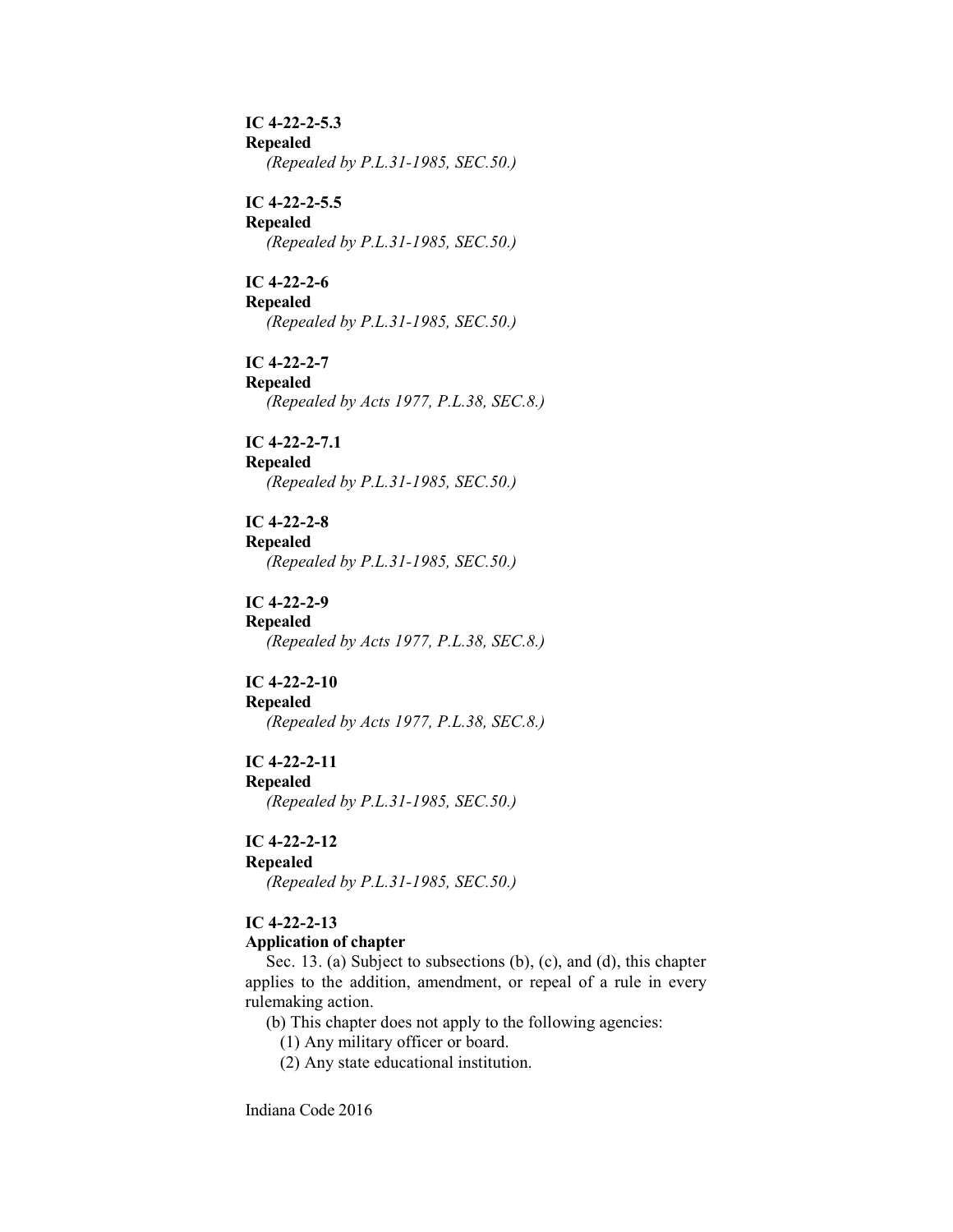**IC 4-22-2-5.3**
**Repealed**

*(Repealed by P.L.31-1985, SEC.50.)*

**IC 4-22-2-5.5**
**Repealed**

*(Repealed by P.L.31-1985, SEC.50.)*

**IC 4-22-2-6**
**Repealed**

*(Repealed by P.L.31-1985, SEC.50.)*

**IC 4-22-2-7**
**Repealed**

*(Repealed by Acts 1977, P.L.38, SEC.8.)*

**IC 4-22-2-7.1**
**Repealed**

*(Repealed by P.L.31-1985, SEC.50.)*

**IC 4-22-2-8**
**Repealed**

*(Repealed by P.L.31-1985, SEC.50.)*

**IC 4-22-2-9**
**Repealed**

*(Repealed by Acts 1977, P.L.38, SEC.8.)*

**IC 4-22-2-10**
**Repealed**

*(Repealed by Acts 1977, P.L.38, SEC.8.)*

**IC 4-22-2-11**
**Repealed**

*(Repealed by P.L.31-1985, SEC.50.)*

**IC 4-22-2-12**
**Repealed**

*(Repealed by P.L.31-1985, SEC.50.)*

**IC 4-22-2-13**
**Application of chapter**

Sec. 13. (a) Subject to subsections (b), (c), and (d), this chapter applies to the addition, amendment, or repeal of a rule in every rulemaking action.

(b) This chapter does not apply to the following agencies:

(1) Any military officer or board.

(2) Any state educational institution.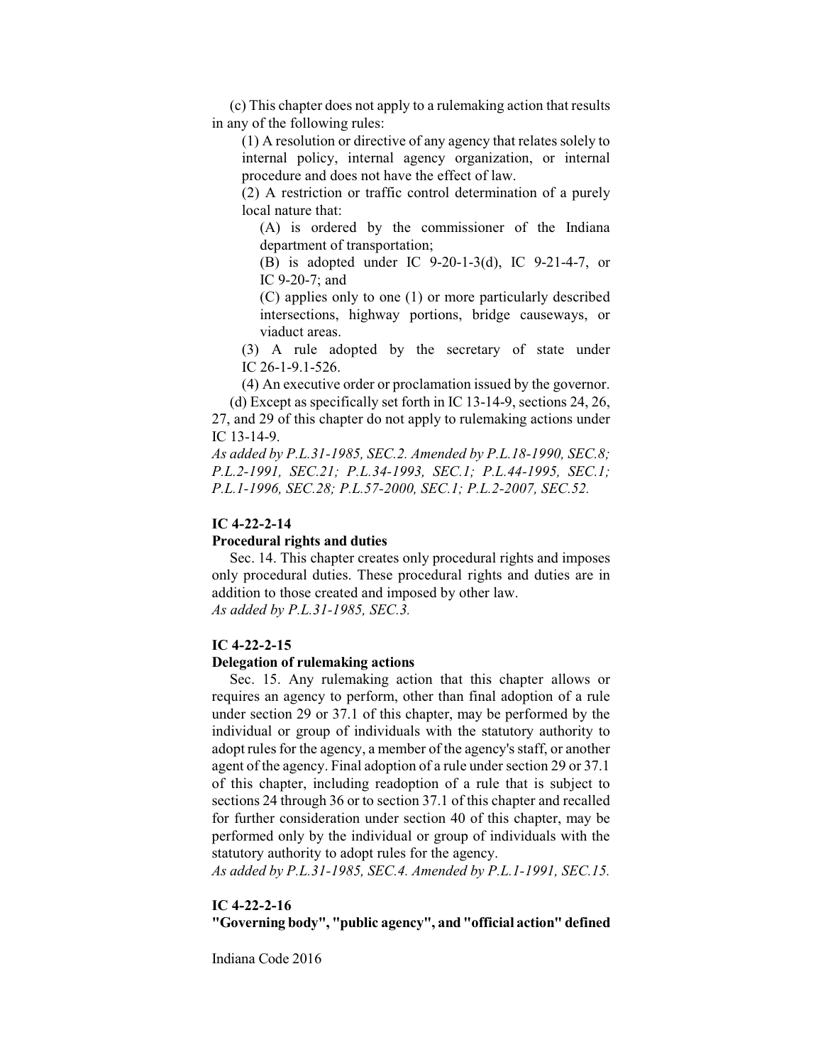(c) This chapter does not apply to a rulemaking action that results in any of the following rules:

(1) A resolution or directive of any agency that relates solely to internal policy, internal agency organization, or internal procedure and does not have the effect of law.

(2) A restriction or traffic control determination of a purely local nature that:

(A) is ordered by the commissioner of the Indiana department of transportation;

(B) is adopted under IC 9-20-1-3(d), IC 9-21-4-7, or IC 9-20-7; and

(C) applies only to one (1) or more particularly described intersections, highway portions, bridge causeways, or viaduct areas.

(3) A rule adopted by the secretary of state under IC 26-1-9.1-526.

(4) An executive order or proclamation issued by the governor.

(d) Except as specifically set forth in IC 13-14-9, sections 24, 26, 27, and 29 of this chapter do not apply to rulemaking actions under IC 13-14-9.

*As added by P.L.31-1985, SEC.2. Amended by P.L.18-1990, SEC.8; P.L.2-1991, SEC.21; P.L.34-1993, SEC.1; P.L.44-1995, SEC.1; P.L.1-1996, SEC.28; P.L.57-2000, SEC.1; P.L.2-2007, SEC.52.*

### IC 4-22-2-14

**Procedural rights and duties**

Sec. 14. This chapter creates only procedural rights and imposes only procedural duties. These procedural rights and duties are in addition to those created and imposed by other law.

*As added by P.L.31-1985, SEC.3.*

### IC 4-22-2-15

**Delegation of rulemaking actions**

Sec. 15. Any rulemaking action that this chapter allows or requires an agency to perform, other than final adoption of a rule under section 29 or 37.1 of this chapter, may be performed by the individual or group of individuals with the statutory authority to adopt rules for the agency, a member of the agency's staff, or another agent of the agency. Final adoption of a rule under section 29 or 37.1 of this chapter, including readoption of a rule that is subject to sections 24 through 36 or to section 37.1 of this chapter and recalled for further consideration under section 40 of this chapter, may be performed only by the individual or group of individuals with the statutory authority to adopt rules for the agency.

*As added by P.L.31-1985, SEC.4. Amended by P.L.1-1991, SEC.15.*

### IC 4-22-2-16

**"Governing body", "public agency", and "official action" defined**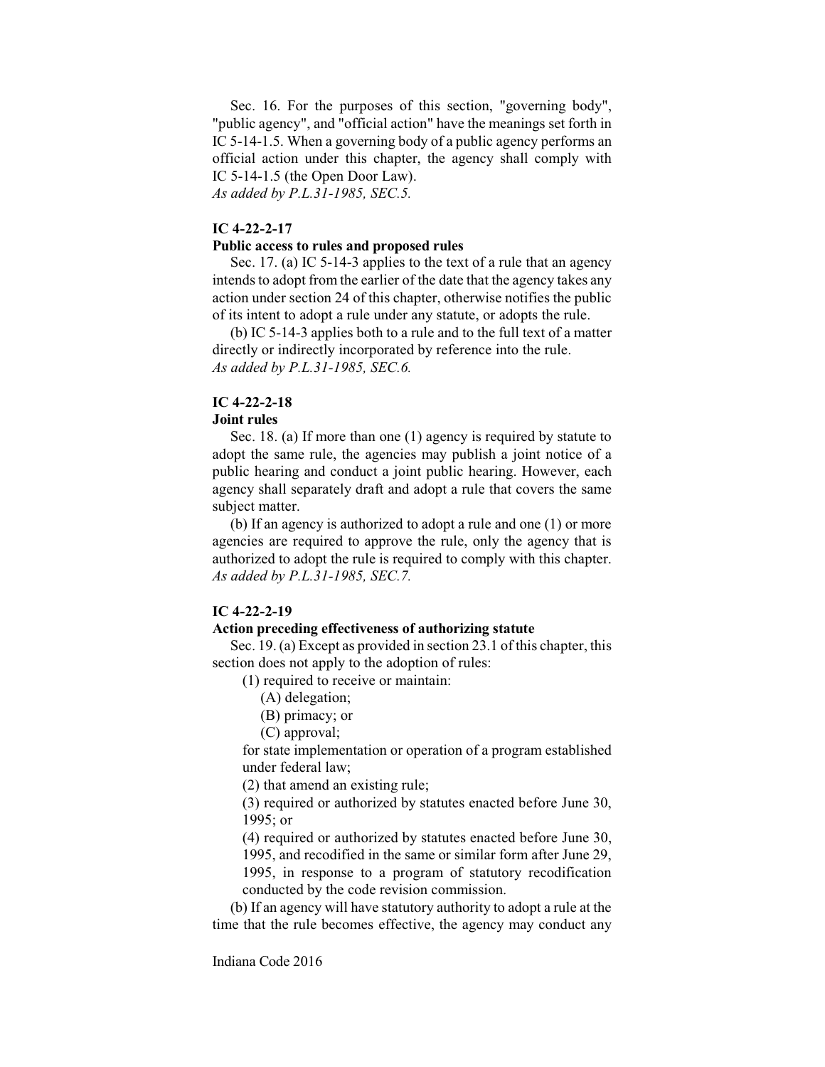Sec. 16. For the purposes of this section, "governing body", "public agency", and "official action" have the meanings set forth in IC 5-14-1.5. When a governing body of a public agency performs an official action under this chapter, the agency shall comply with IC 5-14-1.5 (the Open Door Law).
*As added by P.L.31-1985, SEC.5.*

**IC 4-22-2-17**
**Public access to rules and proposed rules**

Sec. 17. (a) IC 5-14-3 applies to the text of a rule that an agency intends to adopt from the earlier of the date that the agency takes any action under section 24 of this chapter, otherwise notifies the public of its intent to adopt a rule under any statute, or adopts the rule.

(b) IC 5-14-3 applies both to a rule and to the full text of a matter directly or indirectly incorporated by reference into the rule.
*As added by P.L.31-1985, SEC.6.*

**IC 4-22-2-18**
**Joint rules**

Sec. 18. (a) If more than one (1) agency is required by statute to adopt the same rule, the agencies may publish a joint notice of a public hearing and conduct a joint public hearing. However, each agency shall separately draft and adopt a rule that covers the same subject matter.

(b) If an agency is authorized to adopt a rule and one (1) or more agencies are required to approve the rule, only the agency that is authorized to adopt the rule is required to comply with this chapter.
*As added by P.L.31-1985, SEC.7.*

**IC 4-22-2-19**
**Action preceding effectiveness of authorizing statute**

Sec. 19. (a) Except as provided in section 23.1 of this chapter, this section does not apply to the adoption of rules:

(1) required to receive or maintain:

(A) delegation;

(B) primacy; or

(C) approval;

for state implementation or operation of a program established under federal law;

(2) that amend an existing rule;

(3) required or authorized by statutes enacted before June 30, 1995; or

(4) required or authorized by statutes enacted before June 30, 1995, and recodified in the same or similar form after June 29, 1995, in response to a program of statutory recodification conducted by the code revision commission.

(b) If an agency will have statutory authority to adopt a rule at the time that the rule becomes effective, the agency may conduct any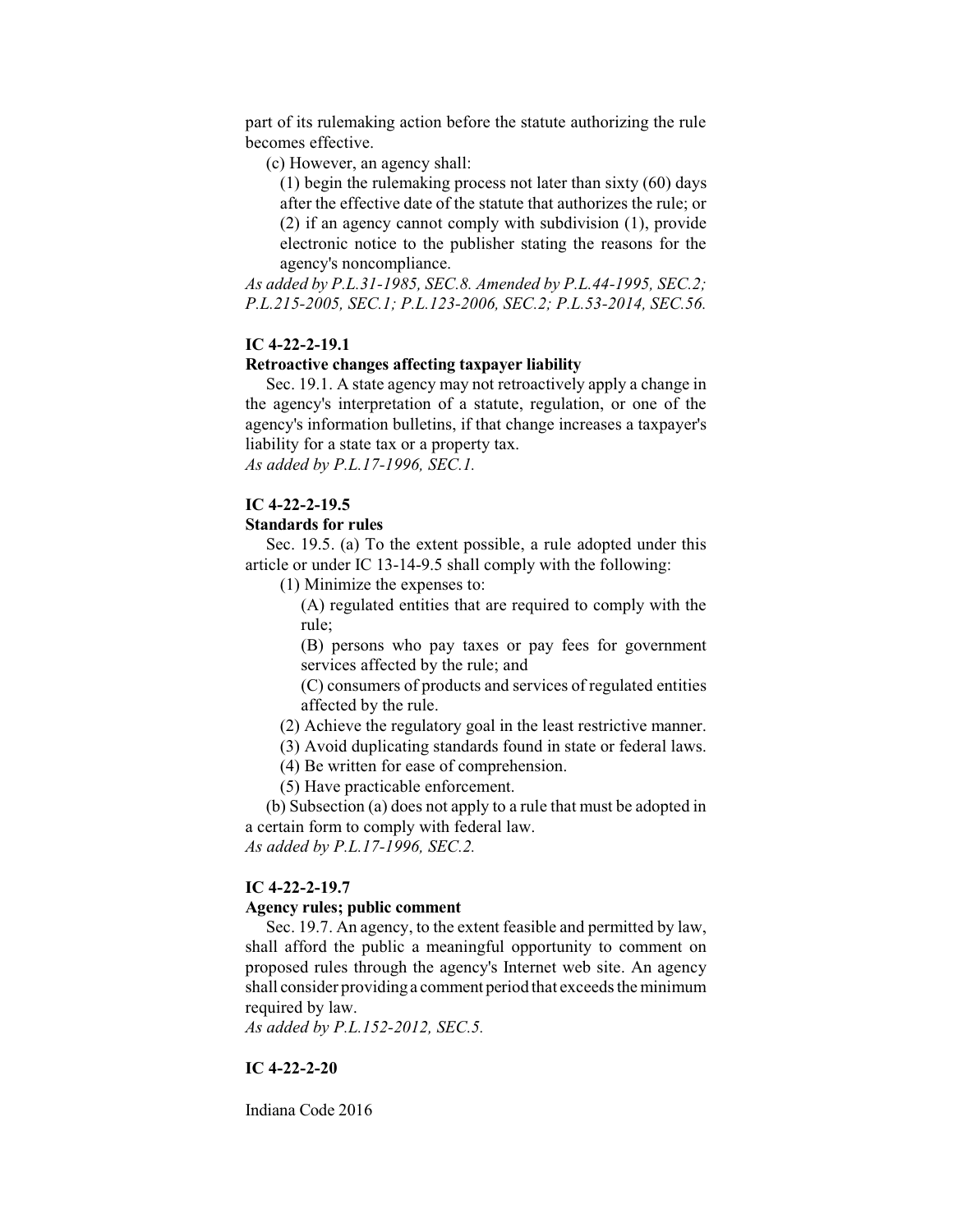part of its rulemaking action before the statute authorizing the rule becomes effective.

(c) However, an agency shall:

(1) begin the rulemaking process not later than sixty (60) days after the effective date of the statute that authorizes the rule; or

(2) if an agency cannot comply with subdivision (1), provide electronic notice to the publisher stating the reasons for the agency's noncompliance.

*As added by P.L.31-1985, SEC.8. Amended by P.L.44-1995, SEC.2; P.L.215-2005, SEC.1; P.L.123-2006, SEC.2; P.L.53-2014, SEC.56.*

**IC 4-22-2-19.1**

**Retroactive changes affecting taxpayer liability**

Sec. 19.1. A state agency may not retroactively apply a change in the agency's interpretation of a statute, regulation, or one of the agency's information bulletins, if that change increases a taxpayer's liability for a state tax or a property tax.

*As added by P.L.17-1996, SEC.1.*

**IC 4-22-2-19.5**

**Standards for rules**

Sec. 19.5. (a) To the extent possible, a rule adopted under this article or under IC 13-14-9.5 shall comply with the following:

(1) Minimize the expenses to:

(A) regulated entities that are required to comply with the rule;

(B) persons who pay taxes or pay fees for government services affected by the rule; and

(C) consumers of products and services of regulated entities affected by the rule.

(2) Achieve the regulatory goal in the least restrictive manner.

(3) Avoid duplicating standards found in state or federal laws.

(4) Be written for ease of comprehension.

(5) Have practicable enforcement.

(b) Subsection (a) does not apply to a rule that must be adopted in a certain form to comply with federal law.

*As added by P.L.17-1996, SEC.2.*

**IC 4-22-2-19.7**

**Agency rules; public comment**

Sec. 19.7. An agency, to the extent feasible and permitted by law, shall afford the public a meaningful opportunity to comment on proposed rules through the agency's Internet web site. An agency shall consider providing a comment period that exceeds the minimum required by law.

*As added by P.L.152-2012, SEC.5.*

**IC 4-22-2-20**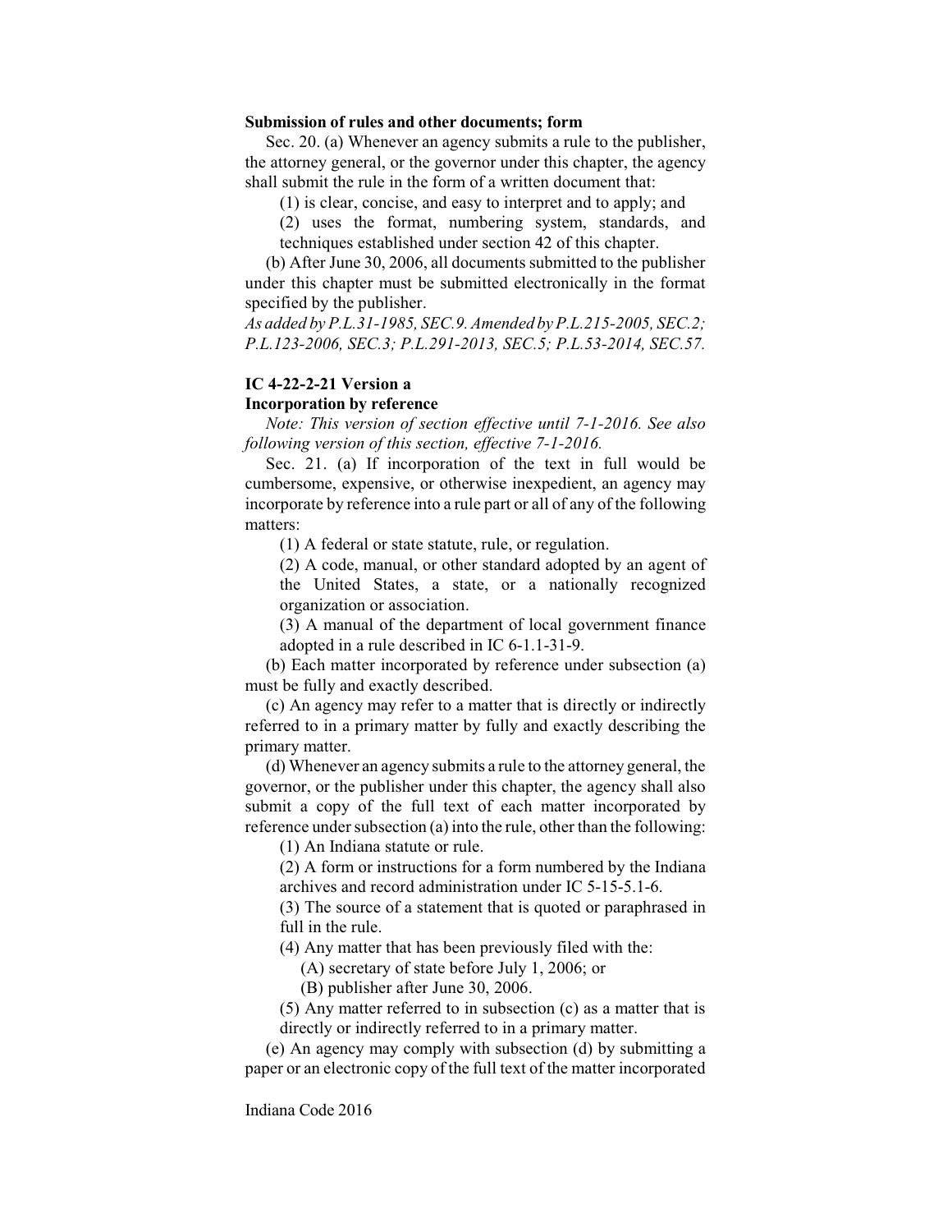**Submission of rules and other documents; form**

Sec. 20. (a) Whenever an agency submits a rule to the publisher, the attorney general, or the governor under this chapter, the agency shall submit the rule in the form of a written document that:

(1) is clear, concise, and easy to interpret and to apply; and

(2) uses the format, numbering system, standards, and techniques established under section 42 of this chapter.

(b) After June 30, 2006, all documents submitted to the publisher under this chapter must be submitted electronically in the format specified by the publisher.

*As added by P.L.31-1985, SEC.9. Amended by P.L.215-2005, SEC.2; P.L.123-2006, SEC.3; P.L.291-2013, SEC.5; P.L.53-2014, SEC.57.*

**IC 4-22-2-21 Version a**
**Incorporation by reference**

*Note: This version of section effective until 7-1-2016. See also following version of this section, effective 7-1-2016.*

Sec. 21. (a) If incorporation of the text in full would be cumbersome, expensive, or otherwise inexpedient, an agency may incorporate by reference into a rule part or all of any of the following matters:

(1) A federal or state statute, rule, or regulation.

(2) A code, manual, or other standard adopted by an agent of the United States, a state, or a nationally recognized organization or association.

(3) A manual of the department of local government finance adopted in a rule described in IC 6-1.1-31-9.

(b) Each matter incorporated by reference under subsection (a) must be fully and exactly described.

(c) An agency may refer to a matter that is directly or indirectly referred to in a primary matter by fully and exactly describing the primary matter.

(d) Whenever an agency submits a rule to the attorney general, the governor, or the publisher under this chapter, the agency shall also submit a copy of the full text of each matter incorporated by reference under subsection (a) into the rule, other than the following:

(1) An Indiana statute or rule.

(2) A form or instructions for a form numbered by the Indiana archives and record administration under IC 5-15-5.1-6.

(3) The source of a statement that is quoted or paraphrased in full in the rule.

(4) Any matter that has been previously filed with the:

(A) secretary of state before July 1, 2006; or

(B) publisher after June 30, 2006.

(5) Any matter referred to in subsection (c) as a matter that is directly or indirectly referred to in a primary matter.

(e) An agency may comply with subsection (d) by submitting a paper or an electronic copy of the full text of the matter incorporated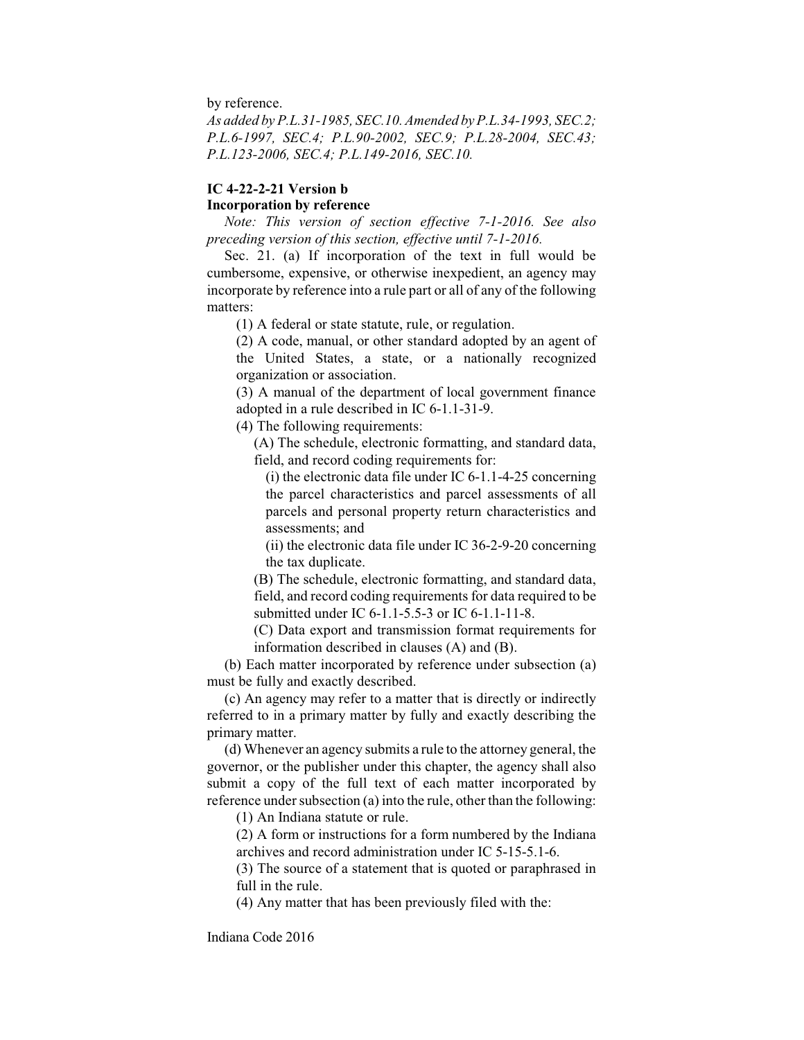by reference.

*As added by P.L.31-1985, SEC.10. Amended by P.L.34-1993, SEC.2; P.L.6-1997, SEC.4; P.L.90-2002, SEC.9; P.L.28-2004, SEC.43; P.L.123-2006, SEC.4; P.L.149-2016, SEC.10.*

**IC 4-22-2-21 Version b**
**Incorporation by reference**

*Note: This version of section effective 7-1-2016. See also preceding version of this section, effective until 7-1-2016.*

Sec. 21. (a) If incorporation of the text in full would be cumbersome, expensive, or otherwise inexpedient, an agency may incorporate by reference into a rule part or all of any of the following matters:

(1) A federal or state statute, rule, or regulation.

(2) A code, manual, or other standard adopted by an agent of the United States, a state, or a nationally recognized organization or association.

(3) A manual of the department of local government finance adopted in a rule described in IC 6-1.1-31-9.

(4) The following requirements:

(A) The schedule, electronic formatting, and standard data, field, and record coding requirements for:

(i) the electronic data file under IC 6-1.1-4-25 concerning the parcel characteristics and parcel assessments of all parcels and personal property return characteristics and assessments; and

(ii) the electronic data file under IC 36-2-9-20 concerning the tax duplicate.

(B) The schedule, electronic formatting, and standard data, field, and record coding requirements for data required to be submitted under IC 6-1.1-5.5-3 or IC 6-1.1-11-8.

(C) Data export and transmission format requirements for information described in clauses (A) and (B).

(b) Each matter incorporated by reference under subsection (a) must be fully and exactly described.

(c) An agency may refer to a matter that is directly or indirectly referred to in a primary matter by fully and exactly describing the primary matter.

(d) Whenever an agency submits a rule to the attorney general, the governor, or the publisher under this chapter, the agency shall also submit a copy of the full text of each matter incorporated by reference under subsection (a) into the rule, other than the following:

(1) An Indiana statute or rule.

(2) A form or instructions for a form numbered by the Indiana archives and record administration under IC 5-15-5.1-6.

(3) The source of a statement that is quoted or paraphrased in full in the rule.

(4) Any matter that has been previously filed with the: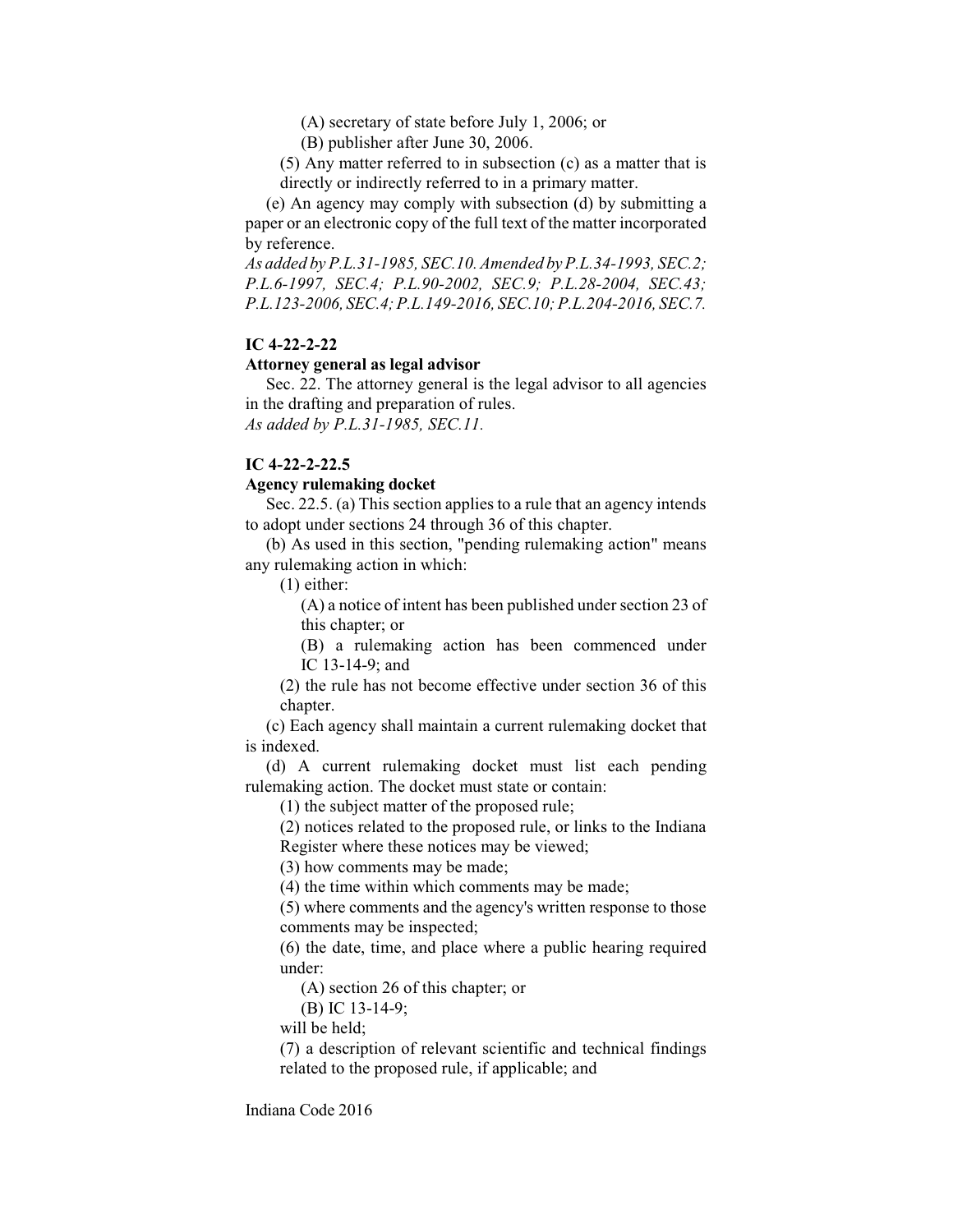(A) secretary of state before July 1, 2006; or

(B) publisher after June 30, 2006.

(5) Any matter referred to in subsection (c) as a matter that is directly or indirectly referred to in a primary matter.

(e) An agency may comply with subsection (d) by submitting a paper or an electronic copy of the full text of the matter incorporated by reference.

*As added by P.L.31-1985, SEC.10. Amended by P.L.34-1993, SEC.2; P.L.6-1997, SEC.4; P.L.90-2002, SEC.9; P.L.28-2004, SEC.43; P.L.123-2006, SEC.4; P.L.149-2016, SEC.10; P.L.204-2016, SEC.7.*

### IC 4-22-2-22

**Attorney general as legal advisor**

Sec. 22. The attorney general is the legal advisor to all agencies in the drafting and preparation of rules.

*As added by P.L.31-1985, SEC.11.*

### IC 4-22-2-22.5

**Agency rulemaking docket**

Sec. 22.5. (a) This section applies to a rule that an agency intends to adopt under sections 24 through 36 of this chapter.

(b) As used in this section, "pending rulemaking action" means any rulemaking action in which:

(1) either:

(A) a notice of intent has been published under section 23 of this chapter; or

(B) a rulemaking action has been commenced under IC 13-14-9; and

(2) the rule has not become effective under section 36 of this chapter.

(c) Each agency shall maintain a current rulemaking docket that is indexed.

(d) A current rulemaking docket must list each pending rulemaking action. The docket must state or contain:

(1) the subject matter of the proposed rule;

(2) notices related to the proposed rule, or links to the Indiana Register where these notices may be viewed;

(3) how comments may be made;

(4) the time within which comments may be made;

(5) where comments and the agency's written response to those comments may be inspected;

(6) the date, time, and place where a public hearing required under:

(A) section 26 of this chapter; or

(B) IC 13-14-9;

will be held;

(7) a description of relevant scientific and technical findings related to the proposed rule, if applicable; and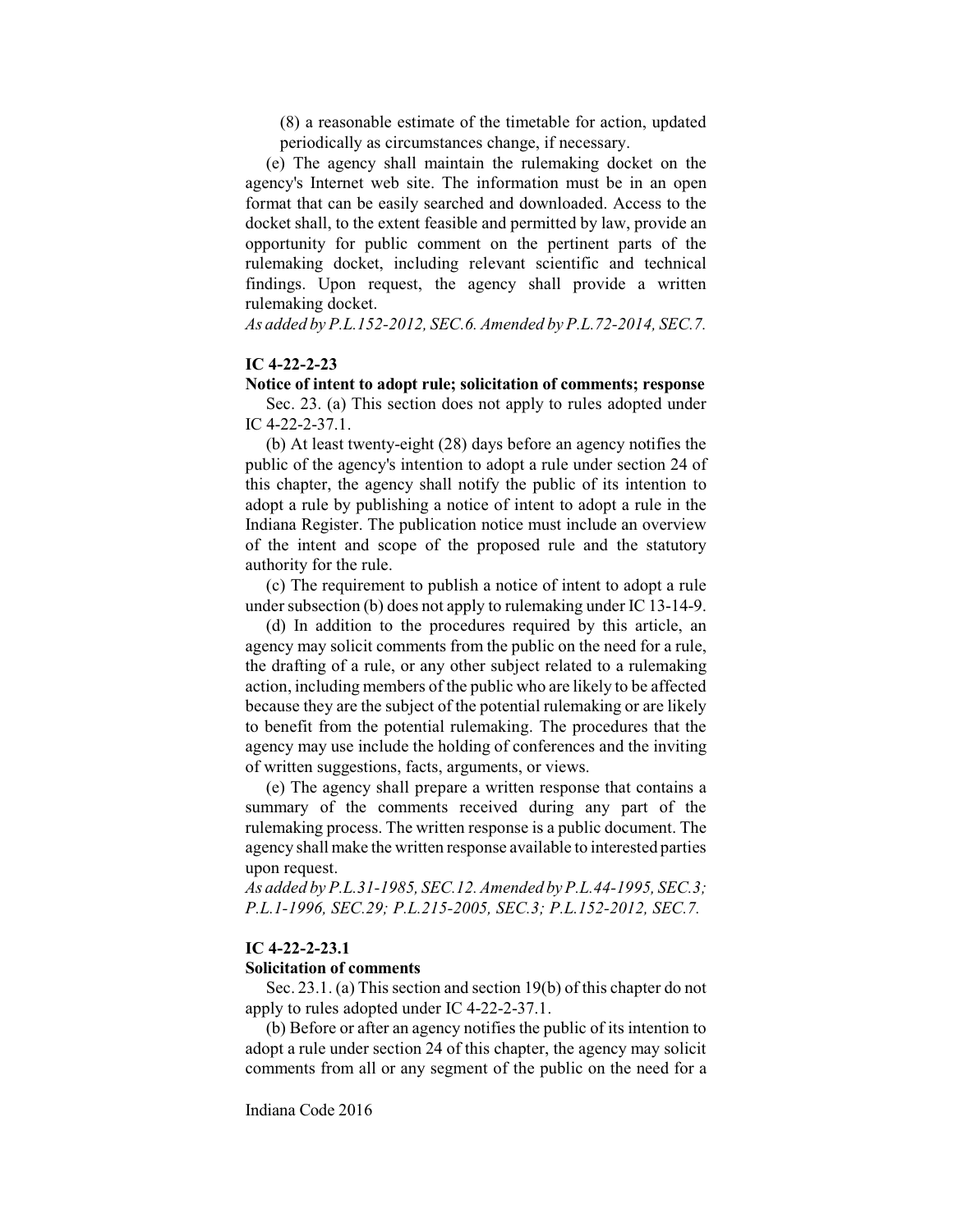(8) a reasonable estimate of the timetable for action, updated periodically as circumstances change, if necessary.

(e) The agency shall maintain the rulemaking docket on the agency's Internet web site. The information must be in an open format that can be easily searched and downloaded. Access to the docket shall, to the extent feasible and permitted by law, provide an opportunity for public comment on the pertinent parts of the rulemaking docket, including relevant scientific and technical findings. Upon request, the agency shall provide a written rulemaking docket.

*As added by P.L.152-2012, SEC.6. Amended by P.L.72-2014, SEC.7.*

**IC 4-22-2-23**

**Notice of intent to adopt rule; solicitation of comments; response**

Sec. 23. (a) This section does not apply to rules adopted under IC 4-22-2-37.1.

(b) At least twenty-eight (28) days before an agency notifies the public of the agency's intention to adopt a rule under section 24 of this chapter, the agency shall notify the public of its intention to adopt a rule by publishing a notice of intent to adopt a rule in the Indiana Register. The publication notice must include an overview of the intent and scope of the proposed rule and the statutory authority for the rule.

(c) The requirement to publish a notice of intent to adopt a rule under subsection (b) does not apply to rulemaking under IC 13-14-9.

(d) In addition to the procedures required by this article, an agency may solicit comments from the public on the need for a rule, the drafting of a rule, or any other subject related to a rulemaking action, including members of the public who are likely to be affected because they are the subject of the potential rulemaking or are likely to benefit from the potential rulemaking. The procedures that the agency may use include the holding of conferences and the inviting of written suggestions, facts, arguments, or views.

(e) The agency shall prepare a written response that contains a summary of the comments received during any part of the rulemaking process. The written response is a public document. The agency shall make the written response available to interested parties upon request.

*As added by P.L.31-1985, SEC.12. Amended by P.L.44-1995, SEC.3; P.L.1-1996, SEC.29; P.L.215-2005, SEC.3; P.L.152-2012, SEC.7.*

**IC 4-22-2-23.1**

**Solicitation of comments**

Sec. 23.1. (a) This section and section 19(b) of this chapter do not apply to rules adopted under IC 4-22-2-37.1.

(b) Before or after an agency notifies the public of its intention to adopt a rule under section 24 of this chapter, the agency may solicit comments from all or any segment of the public on the need for a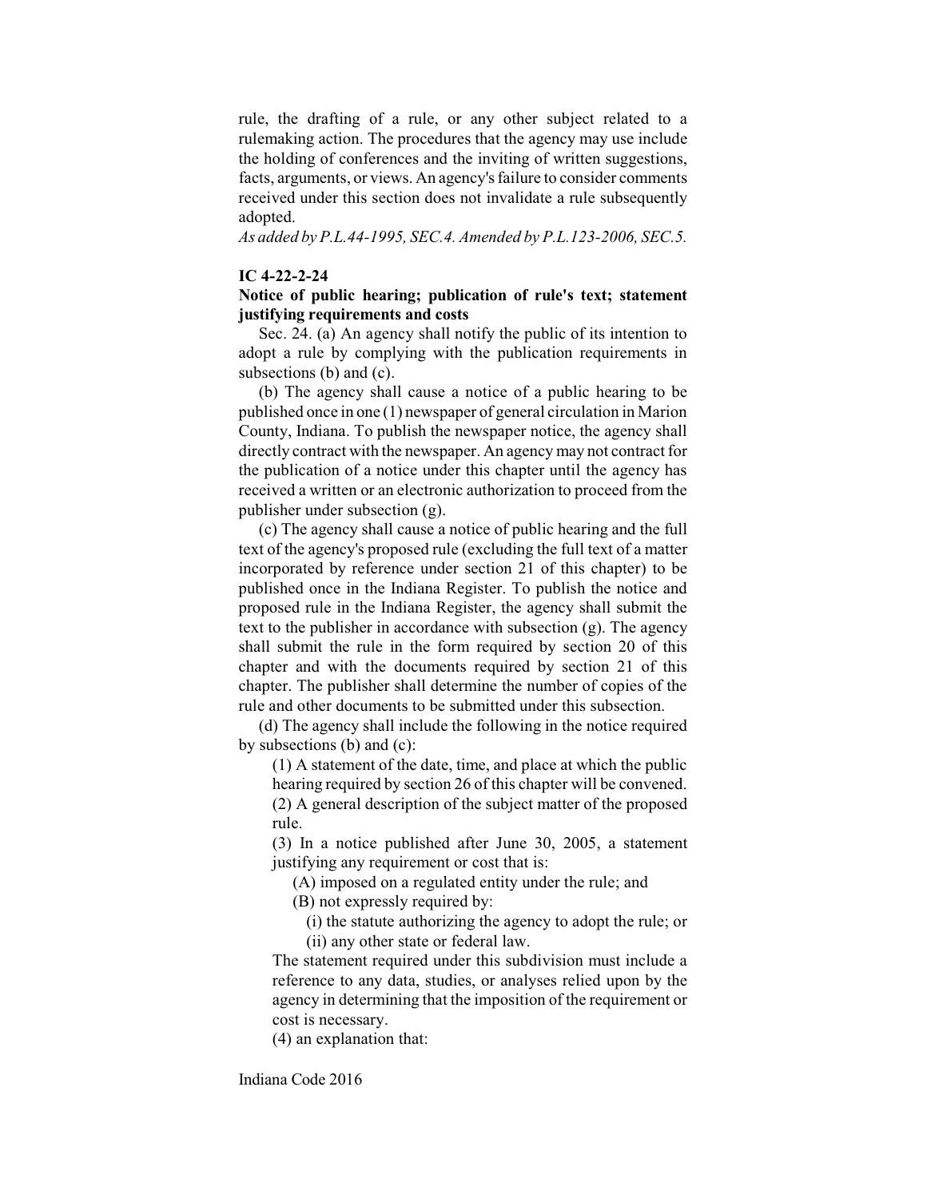rule, the drafting of a rule, or any other subject related to a rulemaking action. The procedures that the agency may use include the holding of conferences and the inviting of written suggestions, facts, arguments, or views. An agency's failure to consider comments received under this section does not invalidate a rule subsequently adopted.

*As added by P.L.44-1995, SEC.4. Amended by P.L.123-2006, SEC.5.*

**IC 4-22-2-24**

**Notice of public hearing; publication of rule's text; statement justifying requirements and costs**

Sec. 24. (a) An agency shall notify the public of its intention to adopt a rule by complying with the publication requirements in subsections (b) and (c).

(b) The agency shall cause a notice of a public hearing to be published once in one (1) newspaper of general circulation in Marion County, Indiana. To publish the newspaper notice, the agency shall directly contract with the newspaper. An agency may not contract for the publication of a notice under this chapter until the agency has received a written or an electronic authorization to proceed from the publisher under subsection (g).

(c) The agency shall cause a notice of public hearing and the full text of the agency's proposed rule (excluding the full text of a matter incorporated by reference under section 21 of this chapter) to be published once in the Indiana Register. To publish the notice and proposed rule in the Indiana Register, the agency shall submit the text to the publisher in accordance with subsection (g). The agency shall submit the rule in the form required by section 20 of this chapter and with the documents required by section 21 of this chapter. The publisher shall determine the number of copies of the rule and other documents to be submitted under this subsection.

(d) The agency shall include the following in the notice required by subsections (b) and (c):

(1) A statement of the date, time, and place at which the public hearing required by section 26 of this chapter will be convened.

(2) A general description of the subject matter of the proposed rule.

(3) In a notice published after June 30, 2005, a statement justifying any requirement or cost that is:

(A) imposed on a regulated entity under the rule; and

(B) not expressly required by:

(i) the statute authorizing the agency to adopt the rule; or

(ii) any other state or federal law.

The statement required under this subdivision must include a reference to any data, studies, or analyses relied upon by the agency in determining that the imposition of the requirement or cost is necessary.

(4) an explanation that: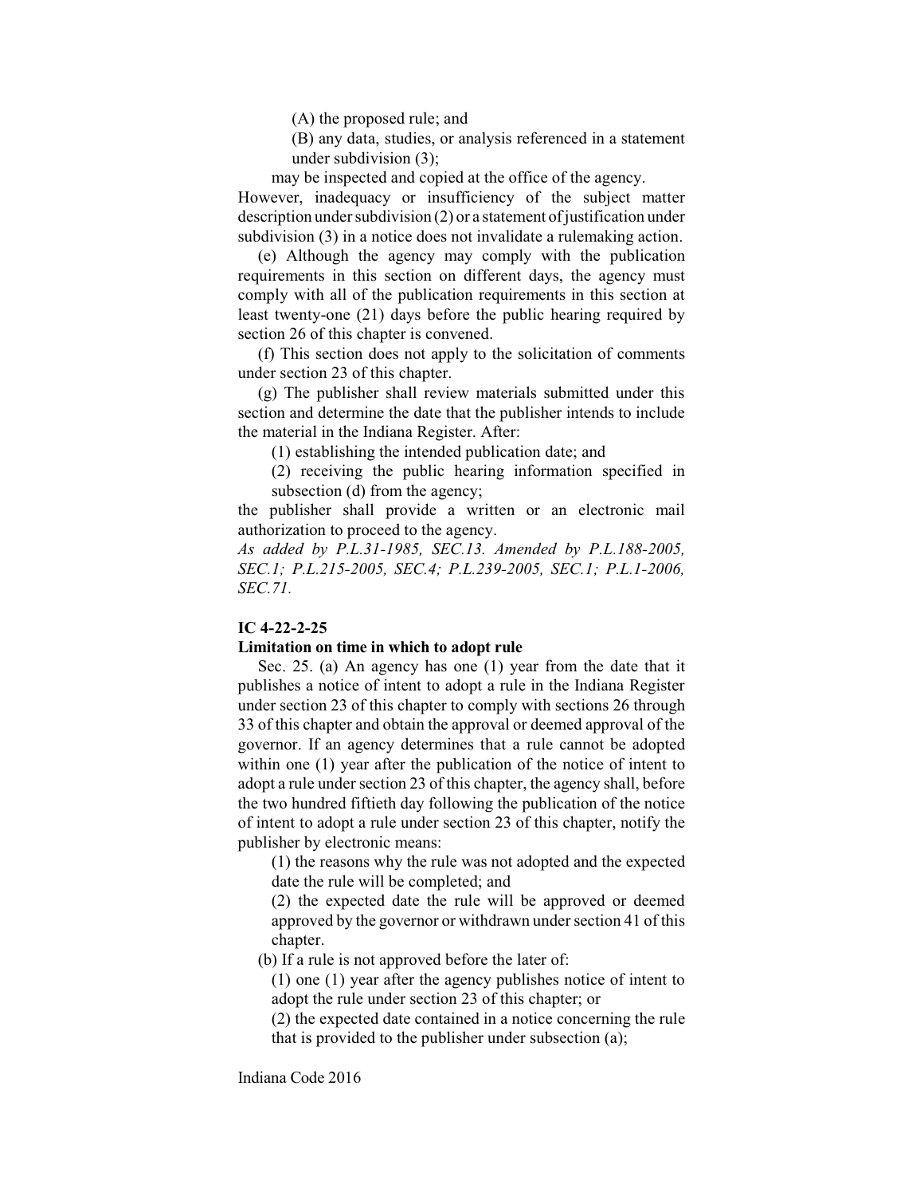(A) the proposed rule; and

(B) any data, studies, or analysis referenced in a statement under subdivision (3);

may be inspected and copied at the office of the agency.

However, inadequacy or insufficiency of the subject matter description under subdivision (2) or a statement of justification under subdivision (3) in a notice does not invalidate a rulemaking action.

(e) Although the agency may comply with the publication requirements in this section on different days, the agency must comply with all of the publication requirements in this section at least twenty-one (21) days before the public hearing required by section 26 of this chapter is convened.

(f) This section does not apply to the solicitation of comments under section 23 of this chapter.

(g) The publisher shall review materials submitted under this section and determine the date that the publisher intends to include the material in the Indiana Register. After:

(1) establishing the intended publication date; and

(2) receiving the public hearing information specified in subsection (d) from the agency;

the publisher shall provide a written or an electronic mail authorization to proceed to the agency.

*As added by P.L.31-1985, SEC.13. Amended by P.L.188-2005, SEC.1; P.L.215-2005, SEC.4; P.L.239-2005, SEC.1; P.L.1-2006, SEC.71.*

**IC 4-22-2-25**

**Limitation on time in which to adopt rule**

Sec. 25. (a) An agency has one (1) year from the date that it publishes a notice of intent to adopt a rule in the Indiana Register under section 23 of this chapter to comply with sections 26 through 33 of this chapter and obtain the approval or deemed approval of the governor. If an agency determines that a rule cannot be adopted within one (1) year after the publication of the notice of intent to adopt a rule under section 23 of this chapter, the agency shall, before the two hundred fiftieth day following the publication of the notice of intent to adopt a rule under section 23 of this chapter, notify the publisher by electronic means:

(1) the reasons why the rule was not adopted and the expected date the rule will be completed; and

(2) the expected date the rule will be approved or deemed approved by the governor or withdrawn under section 41 of this chapter.

(b) If a rule is not approved before the later of:

(1) one (1) year after the agency publishes notice of intent to adopt the rule under section 23 of this chapter; or

(2) the expected date contained in a notice concerning the rule that is provided to the publisher under subsection (a);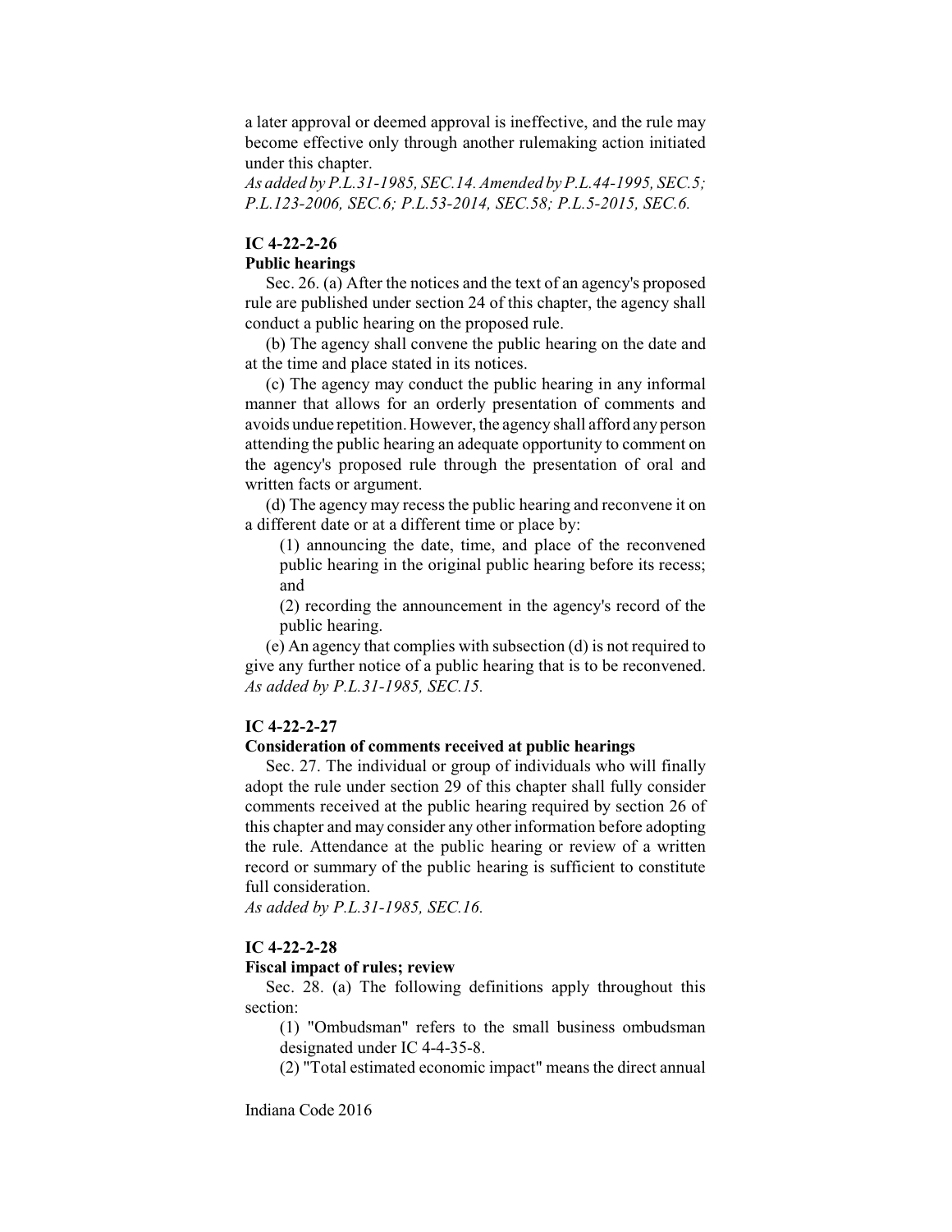a later approval or deemed approval is ineffective, and the rule may become effective only through another rulemaking action initiated under this chapter.

*As added by P.L.31-1985, SEC.14. Amended by P.L.44-1995, SEC.5; P.L.123-2006, SEC.6; P.L.53-2014, SEC.58; P.L.5-2015, SEC.6.*

### IC 4-22-2-26

**Public hearings**

Sec. 26. (a) After the notices and the text of an agency's proposed rule are published under section 24 of this chapter, the agency shall conduct a public hearing on the proposed rule.

(b) The agency shall convene the public hearing on the date and at the time and place stated in its notices.

(c) The agency may conduct the public hearing in any informal manner that allows for an orderly presentation of comments and avoids undue repetition. However, the agency shall afford any person attending the public hearing an adequate opportunity to comment on the agency's proposed rule through the presentation of oral and written facts or argument.

(d) The agency may recess the public hearing and reconvene it on a different date or at a different time or place by:

(1) announcing the date, time, and place of the reconvened public hearing in the original public hearing before its recess; and

(2) recording the announcement in the agency's record of the public hearing.

(e) An agency that complies with subsection (d) is not required to give any further notice of a public hearing that is to be reconvened.

*As added by P.L.31-1985, SEC.15.*

### IC 4-22-2-27

**Consideration of comments received at public hearings**

Sec. 27. The individual or group of individuals who will finally adopt the rule under section 29 of this chapter shall fully consider comments received at the public hearing required by section 26 of this chapter and may consider any other information before adopting the rule. Attendance at the public hearing or review of a written record or summary of the public hearing is sufficient to constitute full consideration.

*As added by P.L.31-1985, SEC.16.*

### IC 4-22-2-28

**Fiscal impact of rules; review**

Sec. 28. (a) The following definitions apply throughout this section:

(1) "Ombudsman" refers to the small business ombudsman designated under IC 4-4-35-8.

(2) "Total estimated economic impact" means the direct annual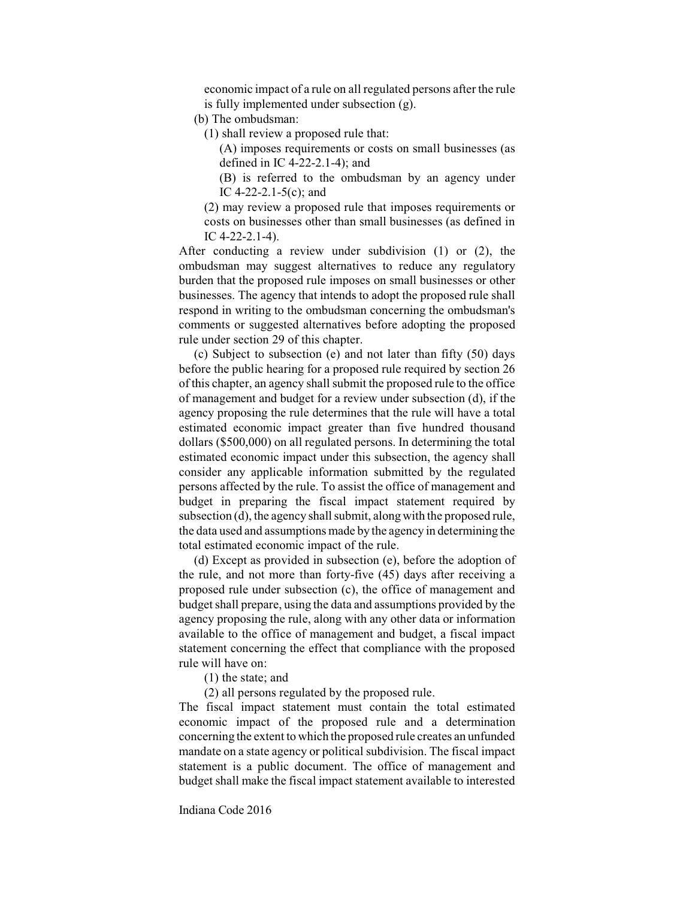economic impact of a rule on all regulated persons after the rule is fully implemented under subsection (g).

(b) The ombudsman:

(1) shall review a proposed rule that:

(A) imposes requirements or costs on small businesses (as defined in IC 4-22-2.1-4); and

(B) is referred to the ombudsman by an agency under IC 4-22-2.1-5(c); and

(2) may review a proposed rule that imposes requirements or costs on businesses other than small businesses (as defined in IC 4-22-2.1-4).

After conducting a review under subdivision (1) or (2), the ombudsman may suggest alternatives to reduce any regulatory burden that the proposed rule imposes on small businesses or other businesses. The agency that intends to adopt the proposed rule shall respond in writing to the ombudsman concerning the ombudsman's comments or suggested alternatives before adopting the proposed rule under section 29 of this chapter.

(c) Subject to subsection (e) and not later than fifty (50) days before the public hearing for a proposed rule required by section 26 of this chapter, an agency shall submit the proposed rule to the office of management and budget for a review under subsection (d), if the agency proposing the rule determines that the rule will have a total estimated economic impact greater than five hundred thousand dollars ($500,000) on all regulated persons. In determining the total estimated economic impact under this subsection, the agency shall consider any applicable information submitted by the regulated persons affected by the rule. To assist the office of management and budget in preparing the fiscal impact statement required by subsection (d), the agency shall submit, along with the proposed rule, the data used and assumptions made by the agency in determining the total estimated economic impact of the rule.

(d) Except as provided in subsection (e), before the adoption of the rule, and not more than forty-five (45) days after receiving a proposed rule under subsection (c), the office of management and budget shall prepare, using the data and assumptions provided by the agency proposing the rule, along with any other data or information available to the office of management and budget, a fiscal impact statement concerning the effect that compliance with the proposed rule will have on:

(1) the state; and

(2) all persons regulated by the proposed rule.

The fiscal impact statement must contain the total estimated economic impact of the proposed rule and a determination concerning the extent to which the proposed rule creates an unfunded mandate on a state agency or political subdivision. The fiscal impact statement is a public document. The office of management and budget shall make the fiscal impact statement available to interested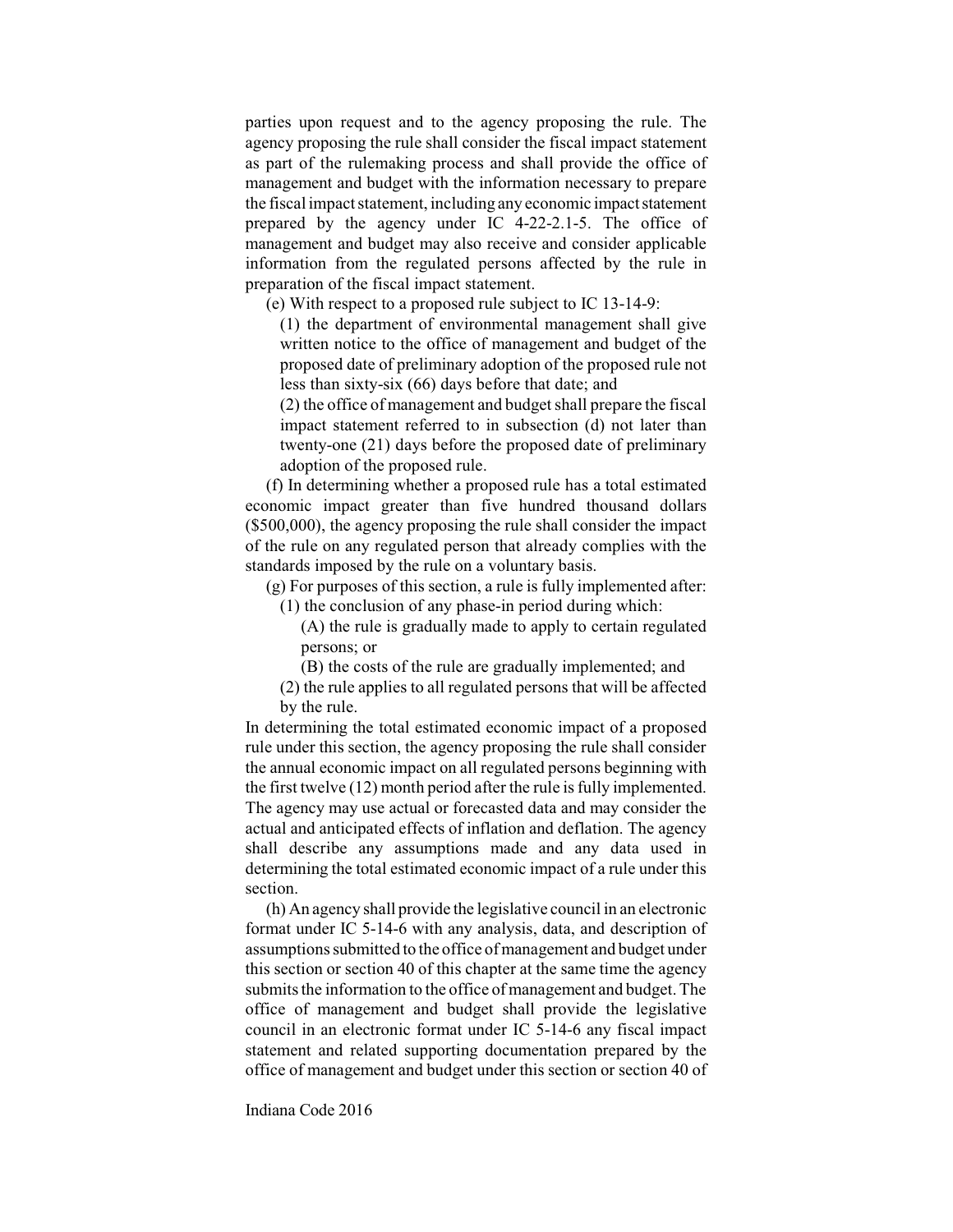parties upon request and to the agency proposing the rule. The agency proposing the rule shall consider the fiscal impact statement as part of the rulemaking process and shall provide the office of management and budget with the information necessary to prepare the fiscal impact statement, including any economic impact statement prepared by the agency under IC 4-22-2.1-5. The office of management and budget may also receive and consider applicable information from the regulated persons affected by the rule in preparation of the fiscal impact statement.

(e) With respect to a proposed rule subject to IC 13-14-9:

(1) the department of environmental management shall give written notice to the office of management and budget of the proposed date of preliminary adoption of the proposed rule not less than sixty-six (66) days before that date; and

(2) the office of management and budget shall prepare the fiscal impact statement referred to in subsection (d) not later than twenty-one (21) days before the proposed date of preliminary adoption of the proposed rule.

(f) In determining whether a proposed rule has a total estimated economic impact greater than five hundred thousand dollars ($500,000), the agency proposing the rule shall consider the impact of the rule on any regulated person that already complies with the standards imposed by the rule on a voluntary basis.

(g) For purposes of this section, a rule is fully implemented after:

(1) the conclusion of any phase-in period during which:

(A) the rule is gradually made to apply to certain regulated persons; or

(B) the costs of the rule are gradually implemented; and

(2) the rule applies to all regulated persons that will be affected by the rule.

In determining the total estimated economic impact of a proposed rule under this section, the agency proposing the rule shall consider the annual economic impact on all regulated persons beginning with the first twelve (12) month period after the rule is fully implemented. The agency may use actual or forecasted data and may consider the actual and anticipated effects of inflation and deflation. The agency shall describe any assumptions made and any data used in determining the total estimated economic impact of a rule under this section.

(h) An agency shall provide the legislative council in an electronic format under IC 5-14-6 with any analysis, data, and description of assumptions submitted to the office of management and budget under this section or section 40 of this chapter at the same time the agency submits the information to the office of management and budget. The office of management and budget shall provide the legislative council in an electronic format under IC 5-14-6 any fiscal impact statement and related supporting documentation prepared by the office of management and budget under this section or section 40 of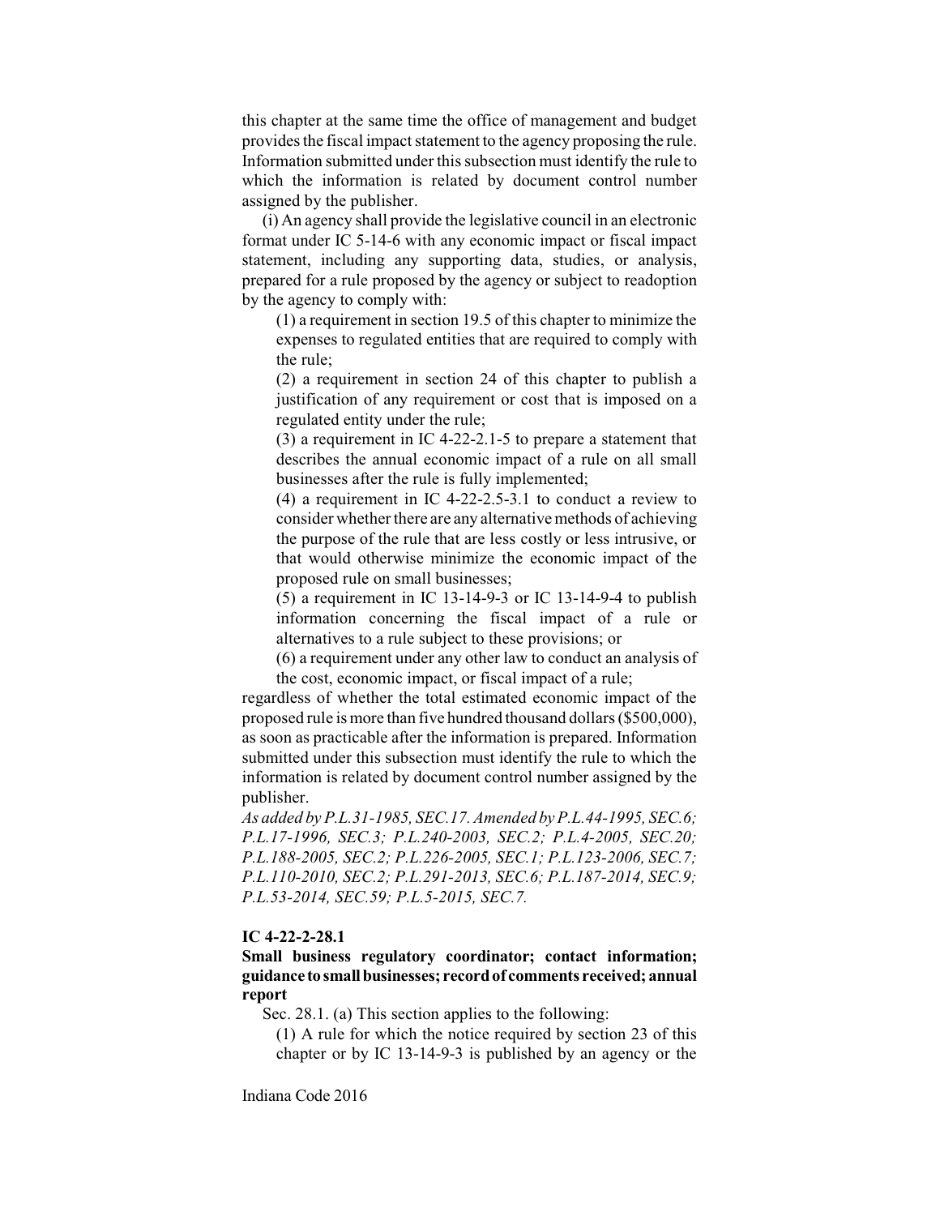this chapter at the same time the office of management and budget provides the fiscal impact statement to the agency proposing the rule. Information submitted under this subsection must identify the rule to which the information is related by document control number assigned by the publisher.

(i) An agency shall provide the legislative council in an electronic format under IC 5-14-6 with any economic impact or fiscal impact statement, including any supporting data, studies, or analysis, prepared for a rule proposed by the agency or subject to readoption by the agency to comply with:

(1) a requirement in section 19.5 of this chapter to minimize the expenses to regulated entities that are required to comply with the rule;

(2) a requirement in section 24 of this chapter to publish a justification of any requirement or cost that is imposed on a regulated entity under the rule;

(3) a requirement in IC 4-22-2.1-5 to prepare a statement that describes the annual economic impact of a rule on all small businesses after the rule is fully implemented;

(4) a requirement in IC 4-22-2.5-3.1 to conduct a review to consider whether there are any alternative methods of achieving the purpose of the rule that are less costly or less intrusive, or that would otherwise minimize the economic impact of the proposed rule on small businesses;

(5) a requirement in IC 13-14-9-3 or IC 13-14-9-4 to publish information concerning the fiscal impact of a rule or alternatives to a rule subject to these provisions; or

(6) a requirement under any other law to conduct an analysis of the cost, economic impact, or fiscal impact of a rule;

regardless of whether the total estimated economic impact of the proposed rule is more than five hundred thousand dollars ($500,000), as soon as practicable after the information is prepared. Information submitted under this subsection must identify the rule to which the information is related by document control number assigned by the publisher.

*As added by P.L.31-1985, SEC.17. Amended by P.L.44-1995, SEC.6; P.L.17-1996, SEC.3; P.L.240-2003, SEC.2; P.L.4-2005, SEC.20; P.L.188-2005, SEC.2; P.L.226-2005, SEC.1; P.L.123-2006, SEC.7; P.L.110-2010, SEC.2; P.L.291-2013, SEC.6; P.L.187-2014, SEC.9; P.L.53-2014, SEC.59; P.L.5-2015, SEC.7.*

**IC 4-22-2-28.1**

**Small business regulatory coordinator; contact information; guidance to small businesses; record of comments received; annual report**

Sec. 28.1. (a) This section applies to the following:

(1) A rule for which the notice required by section 23 of this chapter or by IC 13-14-9-3 is published by an agency or the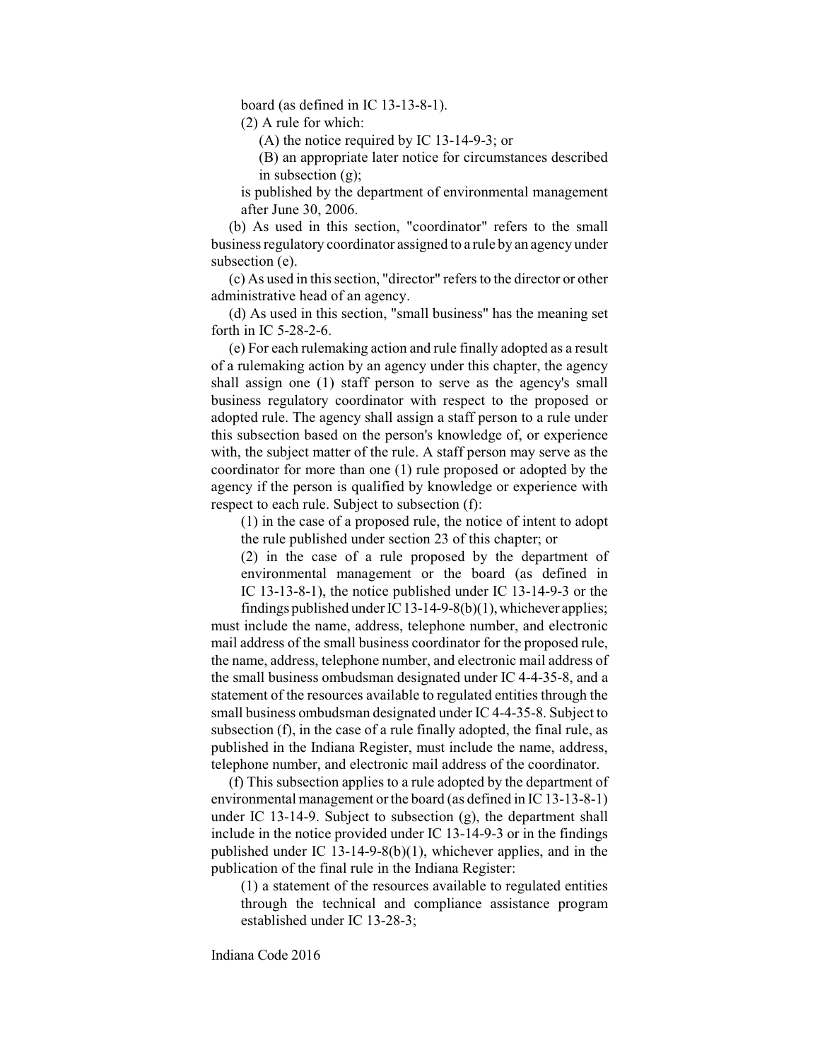board (as defined in IC 13-13-8-1).

(2) A rule for which:

(A) the notice required by IC 13-14-9-3; or

(B) an appropriate later notice for circumstances described in subsection (g);

is published by the department of environmental management after June 30, 2006.

(b) As used in this section, "coordinator" refers to the small business regulatory coordinator assigned to a rule by an agency under subsection (e).

(c) As used in this section, "director" refers to the director or other administrative head of an agency.

(d) As used in this section, "small business" has the meaning set forth in IC 5-28-2-6.

(e) For each rulemaking action and rule finally adopted as a result of a rulemaking action by an agency under this chapter, the agency shall assign one (1) staff person to serve as the agency's small business regulatory coordinator with respect to the proposed or adopted rule. The agency shall assign a staff person to a rule under this subsection based on the person's knowledge of, or experience with, the subject matter of the rule. A staff person may serve as the coordinator for more than one (1) rule proposed or adopted by the agency if the person is qualified by knowledge or experience with respect to each rule. Subject to subsection (f):

(1) in the case of a proposed rule, the notice of intent to adopt the rule published under section 23 of this chapter; or

(2) in the case of a rule proposed by the department of environmental management or the board (as defined in IC 13-13-8-1), the notice published under IC 13-14-9-3 or the findings published under IC 13-14-9-8(b)(1), whichever applies;

must include the name, address, telephone number, and electronic mail address of the small business coordinator for the proposed rule, the name, address, telephone number, and electronic mail address of the small business ombudsman designated under IC 4-4-35-8, and a statement of the resources available to regulated entities through the small business ombudsman designated under IC 4-4-35-8. Subject to subsection (f), in the case of a rule finally adopted, the final rule, as published in the Indiana Register, must include the name, address, telephone number, and electronic mail address of the coordinator.

(f) This subsection applies to a rule adopted by the department of environmental management or the board (as defined in IC 13-13-8-1) under IC 13-14-9. Subject to subsection (g), the department shall include in the notice provided under IC 13-14-9-3 or in the findings published under IC 13-14-9-8(b)(1), whichever applies, and in the publication of the final rule in the Indiana Register:

(1) a statement of the resources available to regulated entities through the technical and compliance assistance program established under IC 13-28-3;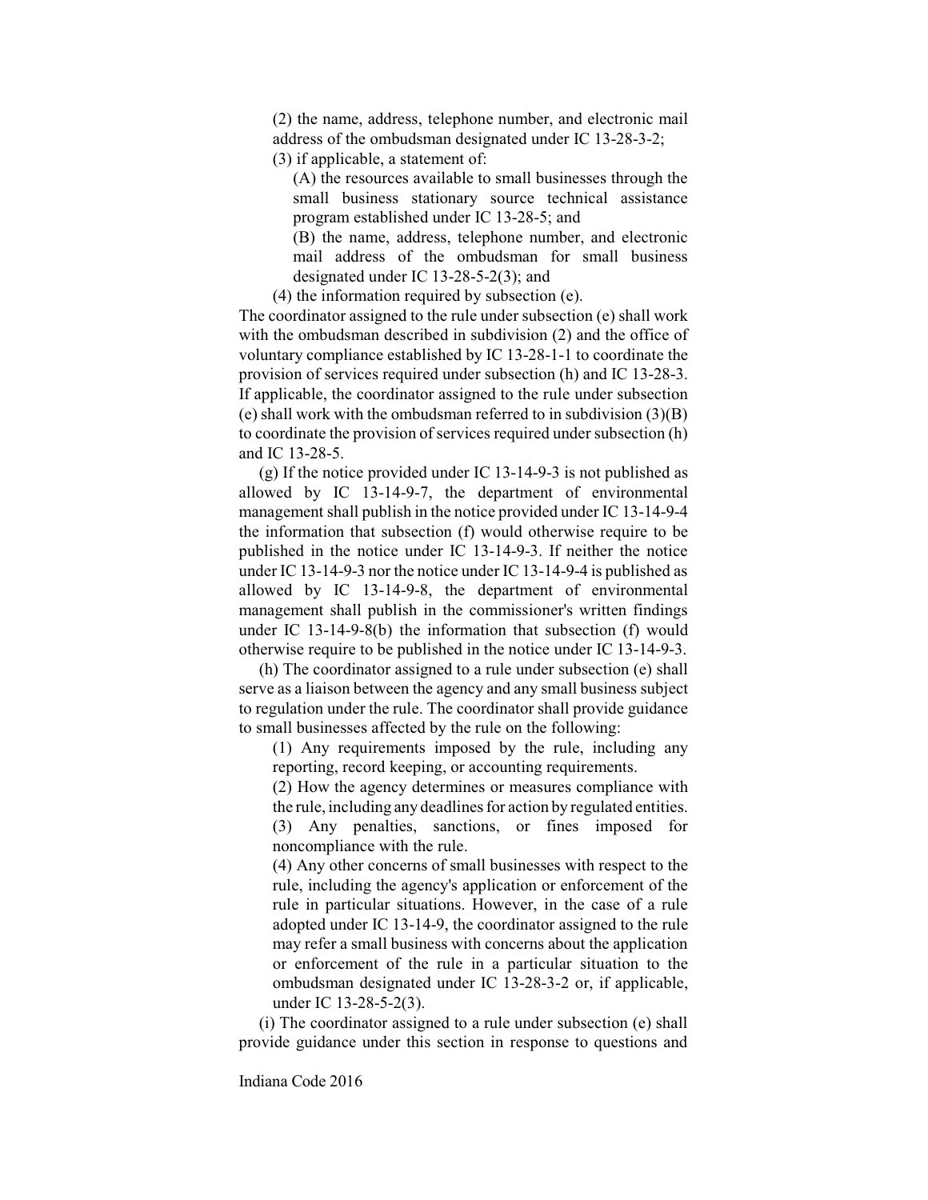(2) the name, address, telephone number, and electronic mail address of the ombudsman designated under IC 13-28-3-2;

(3) if applicable, a statement of:

(A) the resources available to small businesses through the small business stationary source technical assistance program established under IC 13-28-5; and

(B) the name, address, telephone number, and electronic mail address of the ombudsman for small business designated under IC 13-28-5-2(3); and

(4) the information required by subsection (e).

The coordinator assigned to the rule under subsection (e) shall work with the ombudsman described in subdivision (2) and the office of voluntary compliance established by IC 13-28-1-1 to coordinate the provision of services required under subsection (h) and IC 13-28-3. If applicable, the coordinator assigned to the rule under subsection (e) shall work with the ombudsman referred to in subdivision (3)(B) to coordinate the provision of services required under subsection (h) and IC 13-28-5.

(g) If the notice provided under IC 13-14-9-3 is not published as allowed by IC 13-14-9-7, the department of environmental management shall publish in the notice provided under IC 13-14-9-4 the information that subsection (f) would otherwise require to be published in the notice under IC 13-14-9-3. If neither the notice under IC 13-14-9-3 nor the notice under IC 13-14-9-4 is published as allowed by IC 13-14-9-8, the department of environmental management shall publish in the commissioner's written findings under IC 13-14-9-8(b) the information that subsection (f) would otherwise require to be published in the notice under IC 13-14-9-3.

(h) The coordinator assigned to a rule under subsection (e) shall serve as a liaison between the agency and any small business subject to regulation under the rule. The coordinator shall provide guidance to small businesses affected by the rule on the following:

(1) Any requirements imposed by the rule, including any reporting, record keeping, or accounting requirements.

(2) How the agency determines or measures compliance with the rule, including any deadlines for action by regulated entities.

(3) Any penalties, sanctions, or fines imposed for noncompliance with the rule.

(4) Any other concerns of small businesses with respect to the rule, including the agency's application or enforcement of the rule in particular situations. However, in the case of a rule adopted under IC 13-14-9, the coordinator assigned to the rule may refer a small business with concerns about the application or enforcement of the rule in a particular situation to the ombudsman designated under IC 13-28-3-2 or, if applicable, under IC 13-28-5-2(3).

(i) The coordinator assigned to a rule under subsection (e) shall provide guidance under this section in response to questions and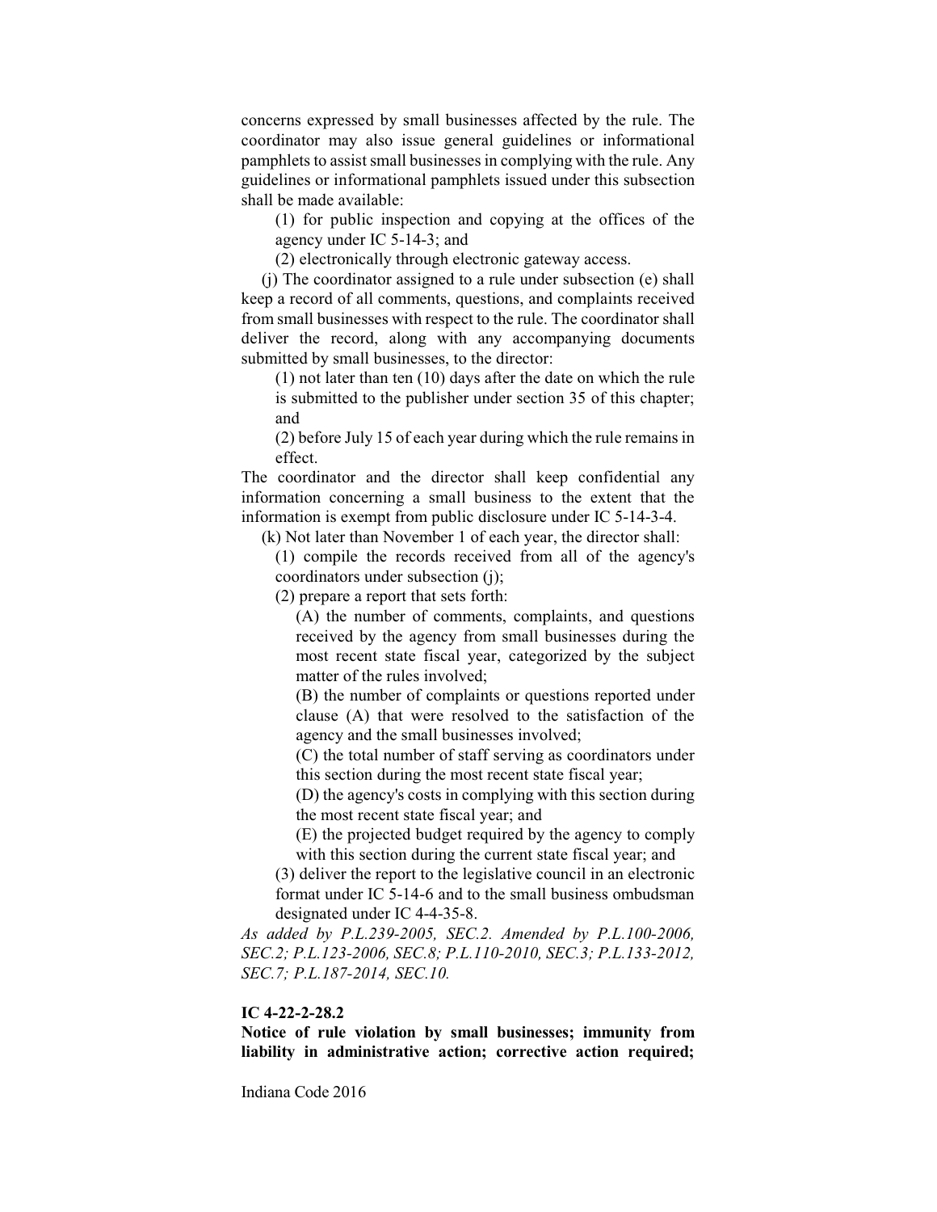concerns expressed by small businesses affected by the rule. The coordinator may also issue general guidelines or informational pamphlets to assist small businesses in complying with the rule. Any guidelines or informational pamphlets issued under this subsection shall be made available:

(1) for public inspection and copying at the offices of the agency under IC 5-14-3; and

(2) electronically through electronic gateway access.

(j) The coordinator assigned to a rule under subsection (e) shall keep a record of all comments, questions, and complaints received from small businesses with respect to the rule. The coordinator shall deliver the record, along with any accompanying documents submitted by small businesses, to the director:

(1) not later than ten (10) days after the date on which the rule is submitted to the publisher under section 35 of this chapter; and

(2) before July 15 of each year during which the rule remains in effect.

The coordinator and the director shall keep confidential any information concerning a small business to the extent that the information is exempt from public disclosure under IC 5-14-3-4.

(k) Not later than November 1 of each year, the director shall:

(1) compile the records received from all of the agency's coordinators under subsection (j);

(2) prepare a report that sets forth:

(A) the number of comments, complaints, and questions received by the agency from small businesses during the most recent state fiscal year, categorized by the subject matter of the rules involved;

(B) the number of complaints or questions reported under clause (A) that were resolved to the satisfaction of the agency and the small businesses involved;

(C) the total number of staff serving as coordinators under this section during the most recent state fiscal year;

(D) the agency's costs in complying with this section during the most recent state fiscal year; and

(E) the projected budget required by the agency to comply with this section during the current state fiscal year; and

(3) deliver the report to the legislative council in an electronic format under IC 5-14-6 and to the small business ombudsman designated under IC 4-4-35-8.

*As added by P.L.239-2005, SEC.2. Amended by P.L.100-2006, SEC.2; P.L.123-2006, SEC.8; P.L.110-2010, SEC.3; P.L.133-2012, SEC.7; P.L.187-2014, SEC.10.*

**IC 4-22-2-28.2**

**Notice of rule violation by small businesses; immunity from liability in administrative action; corrective action required;**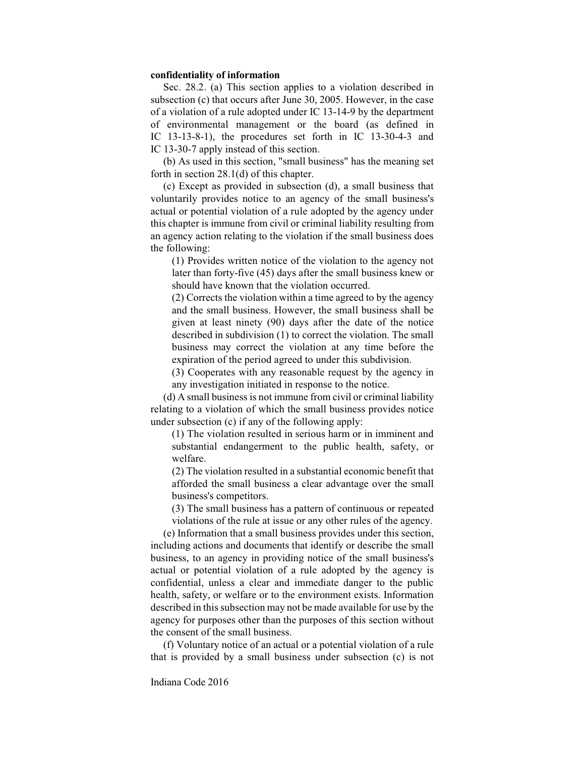**confidentiality of information**

Sec. 28.2. (a) This section applies to a violation described in subsection (c) that occurs after June 30, 2005. However, in the case of a violation of a rule adopted under IC 13-14-9 by the department of environmental management or the board (as defined in IC 13-13-8-1), the procedures set forth in IC 13-30-4-3 and IC 13-30-7 apply instead of this section.

(b) As used in this section, "small business" has the meaning set forth in section 28.1(d) of this chapter.

(c) Except as provided in subsection (d), a small business that voluntarily provides notice to an agency of the small business's actual or potential violation of a rule adopted by the agency under this chapter is immune from civil or criminal liability resulting from an agency action relating to the violation if the small business does the following:

(1) Provides written notice of the violation to the agency not later than forty-five (45) days after the small business knew or should have known that the violation occurred.

(2) Corrects the violation within a time agreed to by the agency and the small business. However, the small business shall be given at least ninety (90) days after the date of the notice described in subdivision (1) to correct the violation. The small business may correct the violation at any time before the expiration of the period agreed to under this subdivision.

(3) Cooperates with any reasonable request by the agency in any investigation initiated in response to the notice.

(d) A small business is not immune from civil or criminal liability relating to a violation of which the small business provides notice under subsection (c) if any of the following apply:

(1) The violation resulted in serious harm or in imminent and substantial endangerment to the public health, safety, or welfare.

(2) The violation resulted in a substantial economic benefit that afforded the small business a clear advantage over the small business's competitors.

(3) The small business has a pattern of continuous or repeated violations of the rule at issue or any other rules of the agency.

(e) Information that a small business provides under this section, including actions and documents that identify or describe the small business, to an agency in providing notice of the small business's actual or potential violation of a rule adopted by the agency is confidential, unless a clear and immediate danger to the public health, safety, or welfare or to the environment exists. Information described in this subsection may not be made available for use by the agency for purposes other than the purposes of this section without the consent of the small business.

(f) Voluntary notice of an actual or a potential violation of a rule that is provided by a small business under subsection (c) is not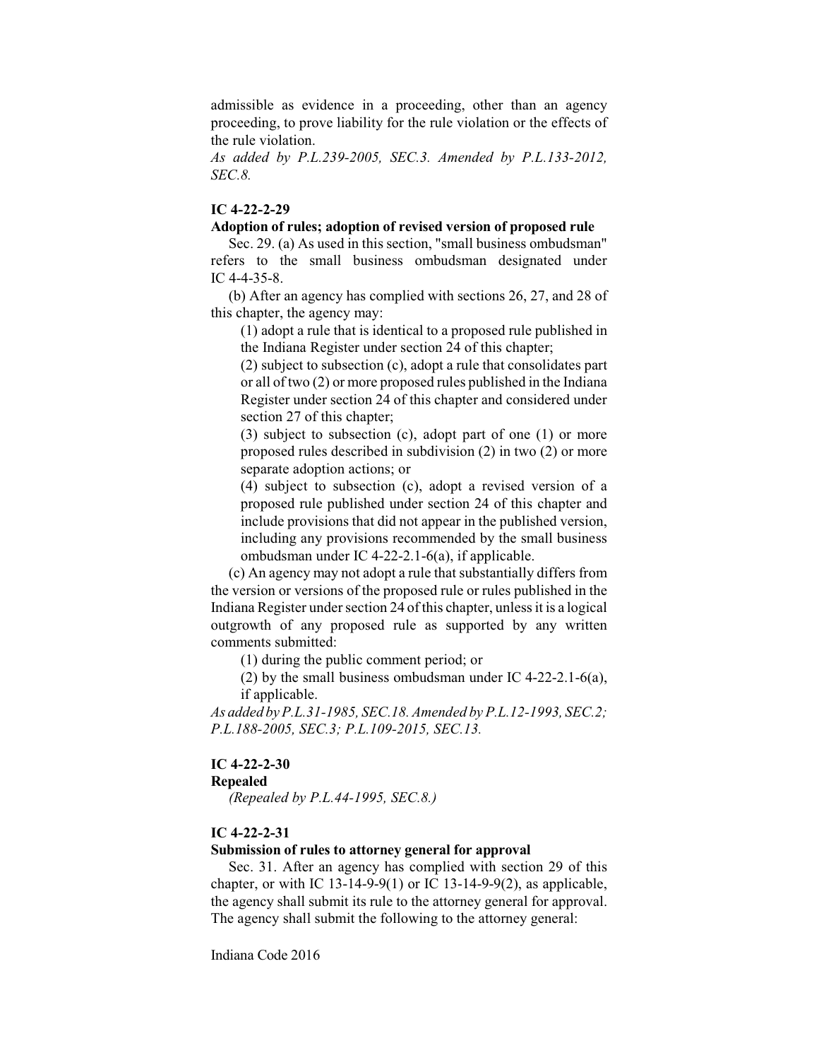admissible as evidence in a proceeding, other than an agency proceeding, to prove liability for the rule violation or the effects of the rule violation.

*As added by P.L.239-2005, SEC.3. Amended by P.L.133-2012, SEC.8.*

**IC 4-22-2-29**

**Adoption of rules; adoption of revised version of proposed rule**

Sec. 29. (a) As used in this section, "small business ombudsman" refers to the small business ombudsman designated under IC 4-4-35-8.

(b) After an agency has complied with sections 26, 27, and 28 of this chapter, the agency may:

(1) adopt a rule that is identical to a proposed rule published in the Indiana Register under section 24 of this chapter;

(2) subject to subsection (c), adopt a rule that consolidates part or all of two (2) or more proposed rules published in the Indiana Register under section 24 of this chapter and considered under section 27 of this chapter;

(3) subject to subsection (c), adopt part of one (1) or more proposed rules described in subdivision (2) in two (2) or more separate adoption actions; or

(4) subject to subsection (c), adopt a revised version of a proposed rule published under section 24 of this chapter and include provisions that did not appear in the published version, including any provisions recommended by the small business ombudsman under IC 4-22-2.1-6(a), if applicable.

(c) An agency may not adopt a rule that substantially differs from the version or versions of the proposed rule or rules published in the Indiana Register under section 24 of this chapter, unless it is a logical outgrowth of any proposed rule as supported by any written comments submitted:

(1) during the public comment period; or

(2) by the small business ombudsman under IC 4-22-2.1-6(a), if applicable.

*As added by P.L.31-1985, SEC.18. Amended by P.L.12-1993, SEC.2; P.L.188-2005, SEC.3; P.L.109-2015, SEC.13.*

**IC 4-22-2-30**

**Repealed**

*(Repealed by P.L.44-1995, SEC.8.)*

**IC 4-22-2-31**

**Submission of rules to attorney general for approval**

Sec. 31. After an agency has complied with section 29 of this chapter, or with IC 13-14-9-9(1) or IC 13-14-9-9(2), as applicable, the agency shall submit its rule to the attorney general for approval. The agency shall submit the following to the attorney general: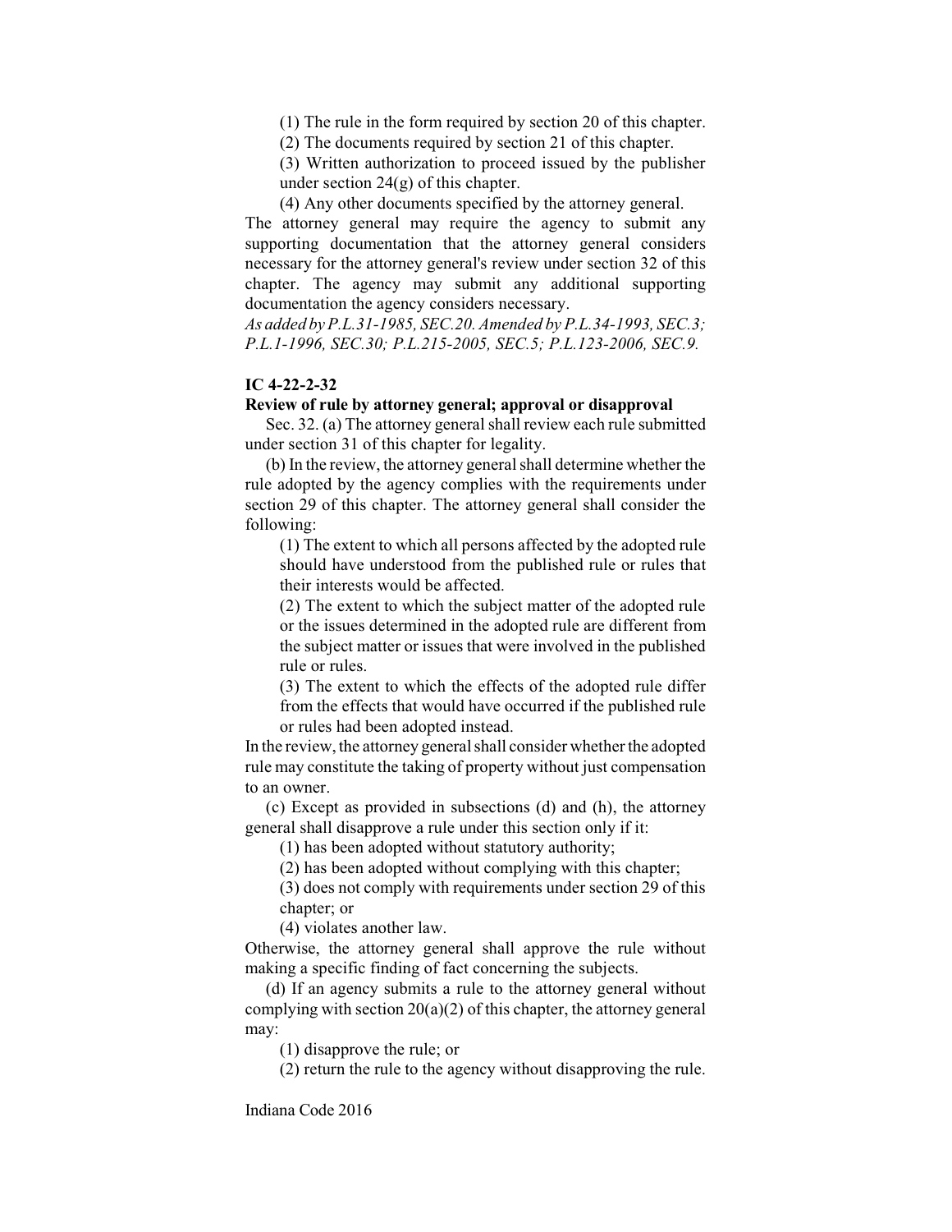(1) The rule in the form required by section 20 of this chapter.

(2) The documents required by section 21 of this chapter.

(3) Written authorization to proceed issued by the publisher under section 24(g) of this chapter.

(4) Any other documents specified by the attorney general.

The attorney general may require the agency to submit any supporting documentation that the attorney general considers necessary for the attorney general's review under section 32 of this chapter. The agency may submit any additional supporting documentation the agency considers necessary.

*As added by P.L.31-1985, SEC.20. Amended by P.L.34-1993, SEC.3; P.L.1-1996, SEC.30; P.L.215-2005, SEC.5; P.L.123-2006, SEC.9.*

**IC 4-22-2-32**

**Review of rule by attorney general; approval or disapproval**

Sec. 32. (a) The attorney general shall review each rule submitted under section 31 of this chapter for legality.

(b) In the review, the attorney general shall determine whether the rule adopted by the agency complies with the requirements under section 29 of this chapter. The attorney general shall consider the following:

(1) The extent to which all persons affected by the adopted rule should have understood from the published rule or rules that their interests would be affected.

(2) The extent to which the subject matter of the adopted rule or the issues determined in the adopted rule are different from the subject matter or issues that were involved in the published rule or rules.

(3) The extent to which the effects of the adopted rule differ from the effects that would have occurred if the published rule or rules had been adopted instead.

In the review, the attorney general shall consider whether the adopted rule may constitute the taking of property without just compensation to an owner.

(c) Except as provided in subsections (d) and (h), the attorney general shall disapprove a rule under this section only if it:

(1) has been adopted without statutory authority;

(2) has been adopted without complying with this chapter;

(3) does not comply with requirements under section 29 of this chapter; or

(4) violates another law.

Otherwise, the attorney general shall approve the rule without making a specific finding of fact concerning the subjects.

(d) If an agency submits a rule to the attorney general without complying with section 20(a)(2) of this chapter, the attorney general may:

(1) disapprove the rule; or

(2) return the rule to the agency without disapproving the rule.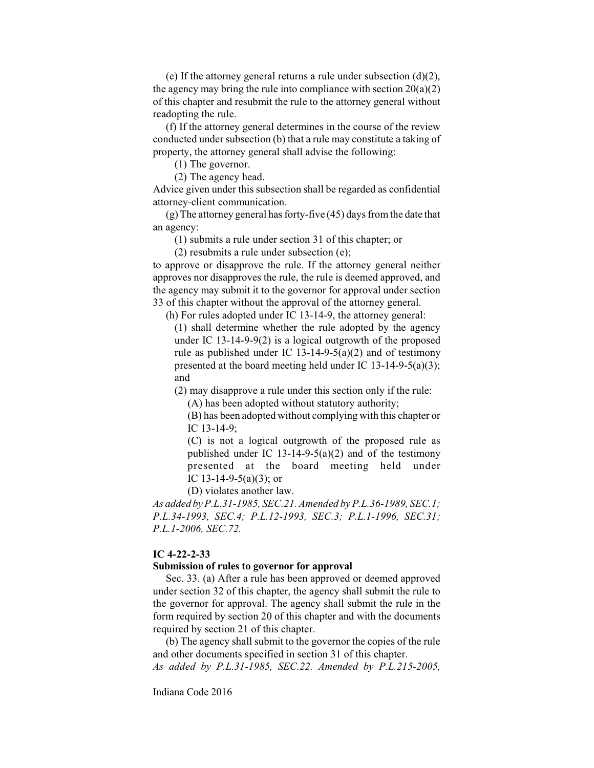(e) If the attorney general returns a rule under subsection (d)(2), the agency may bring the rule into compliance with section 20(a)(2) of this chapter and resubmit the rule to the attorney general without readopting the rule.

(f) If the attorney general determines in the course of the review conducted under subsection (b) that a rule may constitute a taking of property, the attorney general shall advise the following:

(1) The governor.

(2) The agency head.

Advice given under this subsection shall be regarded as confidential attorney-client communication.

(g) The attorney general has forty-five (45) days from the date that an agency:

(1) submits a rule under section 31 of this chapter; or

(2) resubmits a rule under subsection (e);

to approve or disapprove the rule. If the attorney general neither approves nor disapproves the rule, the rule is deemed approved, and the agency may submit it to the governor for approval under section 33 of this chapter without the approval of the attorney general.

(h) For rules adopted under IC 13-14-9, the attorney general:

(1) shall determine whether the rule adopted by the agency under IC 13-14-9-9(2) is a logical outgrowth of the proposed rule as published under IC 13-14-9-5(a)(2) and of testimony presented at the board meeting held under IC 13-14-9-5(a)(3); and

(2) may disapprove a rule under this section only if the rule:

(A) has been adopted without statutory authority;

(B) has been adopted without complying with this chapter or IC 13-14-9;

(C) is not a logical outgrowth of the proposed rule as published under IC 13-14-9-5(a)(2) and of the testimony presented at the board meeting held under IC 13-14-9-5(a)(3); or

(D) violates another law.

*As added by P.L.31-1985, SEC.21. Amended by P.L.36-1989, SEC.1; P.L.34-1993, SEC.4; P.L.12-1993, SEC.3; P.L.1-1996, SEC.31; P.L.1-2006, SEC.72.*

**IC 4-22-2-33**

**Submission of rules to governor for approval**

Sec. 33. (a) After a rule has been approved or deemed approved under section 32 of this chapter, the agency shall submit the rule to the governor for approval. The agency shall submit the rule in the form required by section 20 of this chapter and with the documents required by section 21 of this chapter.

(b) The agency shall submit to the governor the copies of the rule and other documents specified in section 31 of this chapter.

*As added by P.L.31-1985, SEC.22. Amended by P.L.215-2005,*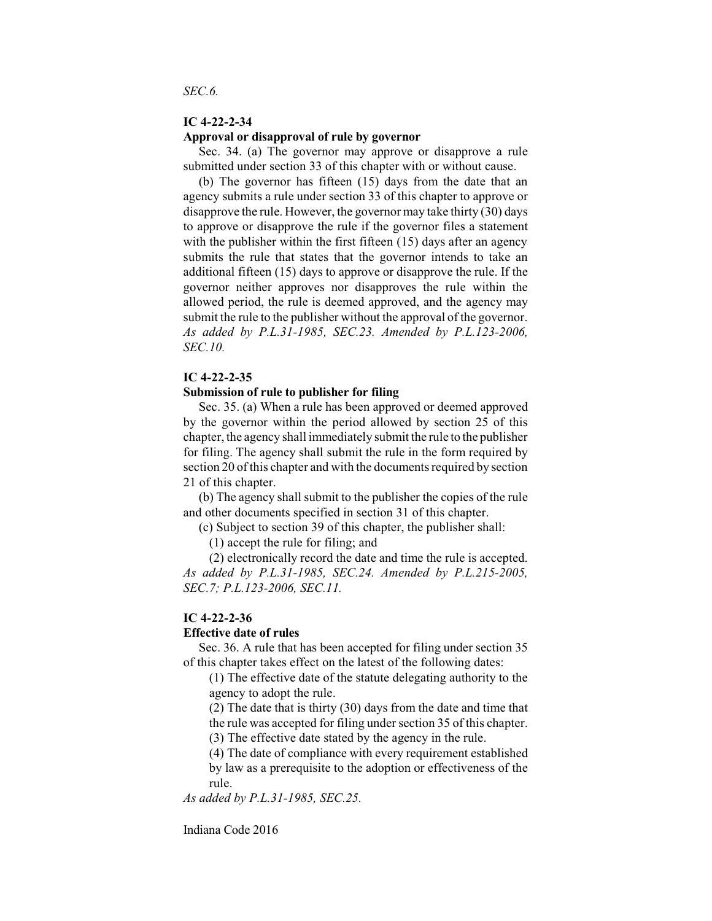*SEC.6.*

### IC 4-22-2-34

**Approval or disapproval of rule by governor**

Sec. 34. (a) The governor may approve or disapprove a rule submitted under section 33 of this chapter with or without cause.

(b) The governor has fifteen (15) days from the date that an agency submits a rule under section 33 of this chapter to approve or disapprove the rule. However, the governor may take thirty (30) days to approve or disapprove the rule if the governor files a statement with the publisher within the first fifteen (15) days after an agency submits the rule that states that the governor intends to take an additional fifteen (15) days to approve or disapprove the rule. If the governor neither approves nor disapproves the rule within the allowed period, the rule is deemed approved, and the agency may submit the rule to the publisher without the approval of the governor.
*As added by P.L.31-1985, SEC.23. Amended by P.L.123-2006, SEC.10.*

### IC 4-22-2-35

**Submission of rule to publisher for filing**

Sec. 35. (a) When a rule has been approved or deemed approved by the governor within the period allowed by section 25 of this chapter, the agency shall immediately submit the rule to the publisher for filing. The agency shall submit the rule in the form required by section 20 of this chapter and with the documents required by section 21 of this chapter.

(b) The agency shall submit to the publisher the copies of the rule and other documents specified in section 31 of this chapter.

(c) Subject to section 39 of this chapter, the publisher shall:

(1) accept the rule for filing; and

(2) electronically record the date and time the rule is accepted.

*As added by P.L.31-1985, SEC.24. Amended by P.L.215-2005, SEC.7; P.L.123-2006, SEC.11.*

### IC 4-22-2-36

**Effective date of rules**

Sec. 36. A rule that has been accepted for filing under section 35 of this chapter takes effect on the latest of the following dates:

(1) The effective date of the statute delegating authority to the agency to adopt the rule.

(2) The date that is thirty (30) days from the date and time that the rule was accepted for filing under section 35 of this chapter.

(3) The effective date stated by the agency in the rule.

(4) The date of compliance with every requirement established by law as a prerequisite to the adoption or effectiveness of the rule.

*As added by P.L.31-1985, SEC.25.*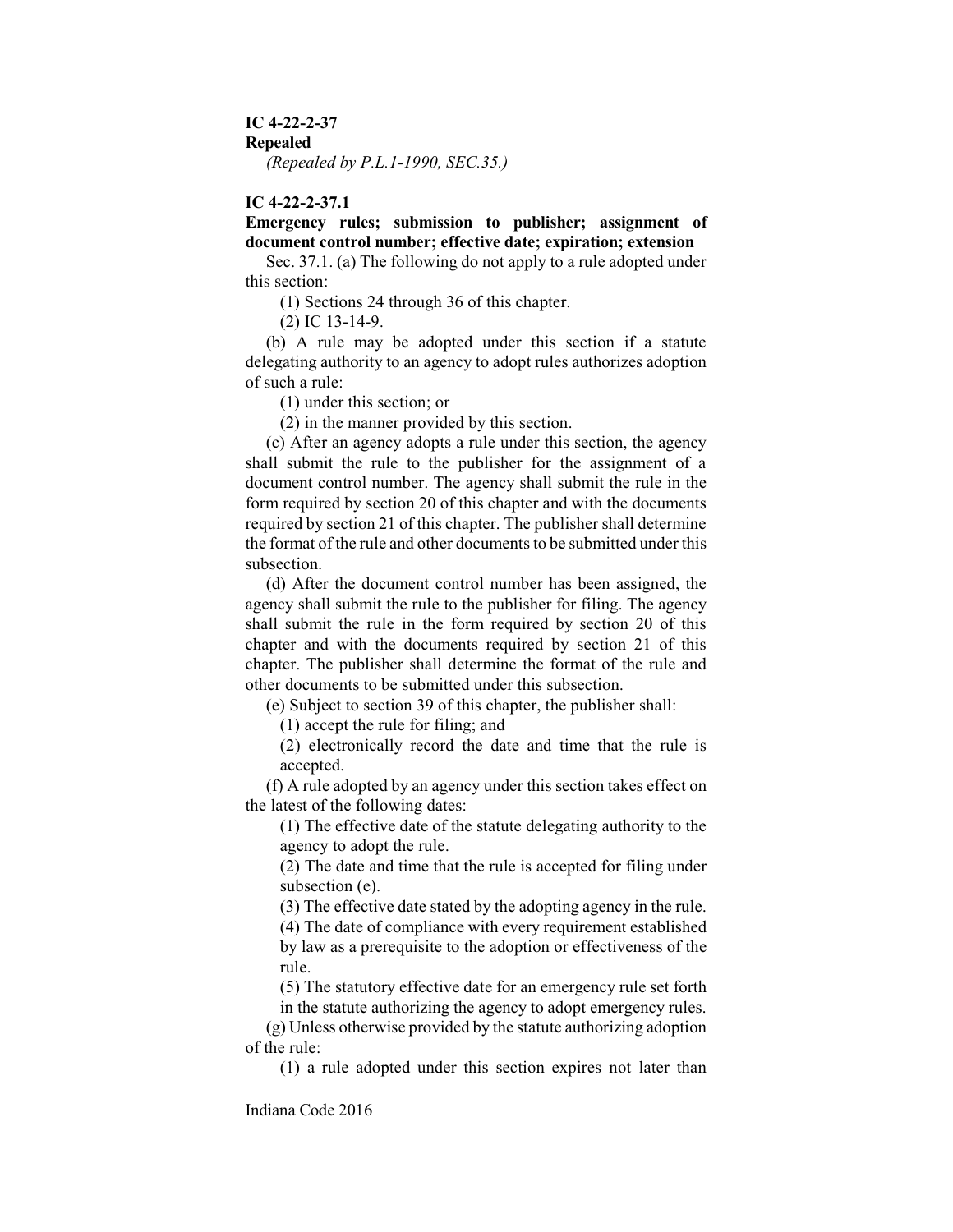**IC 4-22-2-37**

**Repealed**

*(Repealed by P.L.1-1990, SEC.35.)*

**IC 4-22-2-37.1**

**Emergency rules; submission to publisher; assignment of document control number; effective date; expiration; extension**

Sec. 37.1. (a) The following do not apply to a rule adopted under this section:

(1) Sections 24 through 36 of this chapter.

(2) IC 13-14-9.

(b) A rule may be adopted under this section if a statute delegating authority to an agency to adopt rules authorizes adoption of such a rule:

(1) under this section; or

(2) in the manner provided by this section.

(c) After an agency adopts a rule under this section, the agency shall submit the rule to the publisher for the assignment of a document control number. The agency shall submit the rule in the form required by section 20 of this chapter and with the documents required by section 21 of this chapter. The publisher shall determine the format of the rule and other documents to be submitted under this subsection.

(d) After the document control number has been assigned, the agency shall submit the rule to the publisher for filing. The agency shall submit the rule in the form required by section 20 of this chapter and with the documents required by section 21 of this chapter. The publisher shall determine the format of the rule and other documents to be submitted under this subsection.

(e) Subject to section 39 of this chapter, the publisher shall:

(1) accept the rule for filing; and

(2) electronically record the date and time that the rule is accepted.

(f) A rule adopted by an agency under this section takes effect on the latest of the following dates:

(1) The effective date of the statute delegating authority to the agency to adopt the rule.

(2) The date and time that the rule is accepted for filing under subsection (e).

(3) The effective date stated by the adopting agency in the rule.

(4) The date of compliance with every requirement established by law as a prerequisite to the adoption or effectiveness of the rule.

(5) The statutory effective date for an emergency rule set forth in the statute authorizing the agency to adopt emergency rules.

(g) Unless otherwise provided by the statute authorizing adoption of the rule:

(1) a rule adopted under this section expires not later than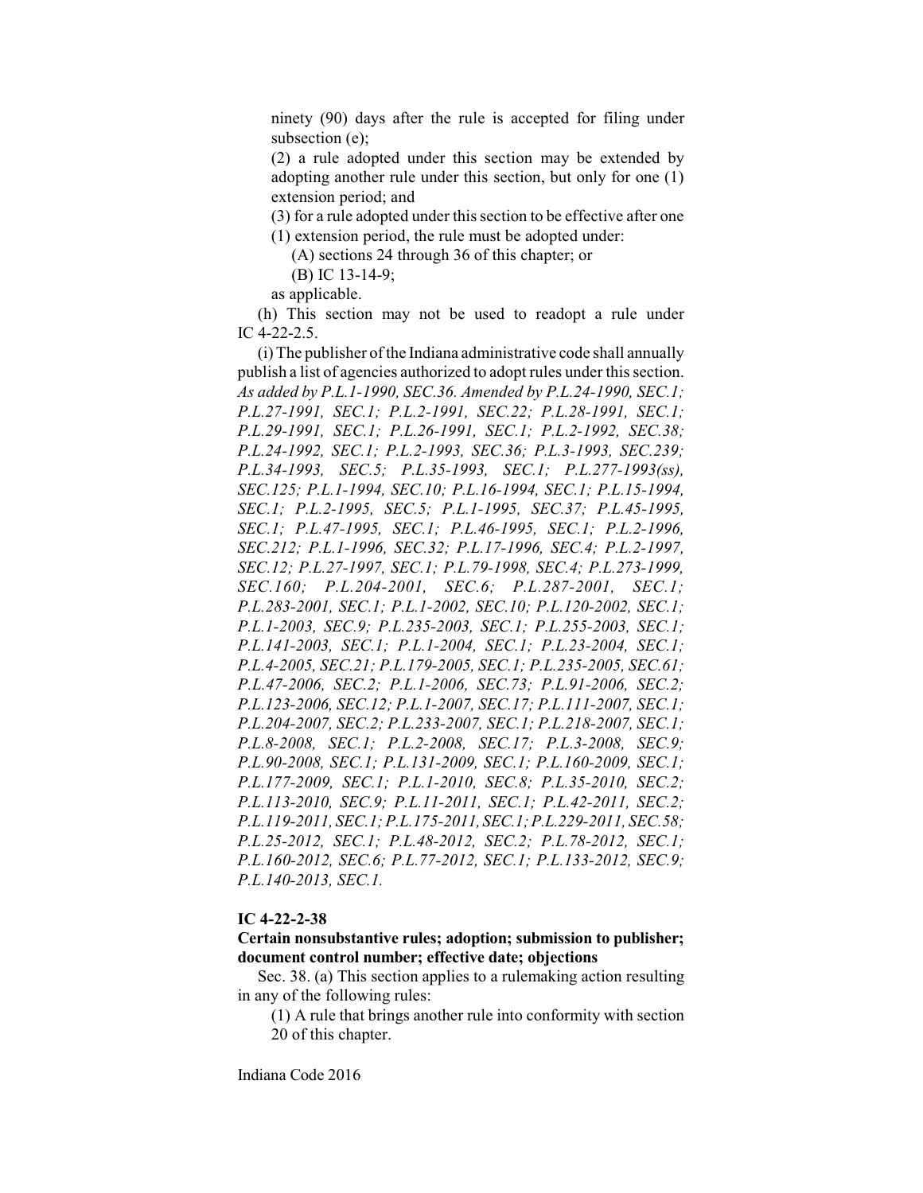ninety (90) days after the rule is accepted for filing under subsection (e);

(2) a rule adopted under this section may be extended by adopting another rule under this section, but only for one (1) extension period; and

(3) for a rule adopted under this section to be effective after one (1) extension period, the rule must be adopted under:

(A) sections 24 through 36 of this chapter; or

(B) IC 13-14-9;

as applicable.

(h) This section may not be used to readopt a rule under IC 4-22-2.5.

(i) The publisher of the Indiana administrative code shall annually publish a list of agencies authorized to adopt rules under this section. *As added by P.L.1-1990, SEC.36. Amended by P.L.24-1990, SEC.1; P.L.27-1991, SEC.1; P.L.2-1991, SEC.22; P.L.28-1991, SEC.1; P.L.29-1991, SEC.1; P.L.26-1991, SEC.1; P.L.2-1992, SEC.38; P.L.24-1992, SEC.1; P.L.2-1993, SEC.36; P.L.3-1993, SEC.239; P.L.34-1993, SEC.5; P.L.35-1993, SEC.1; P.L.277-1993(ss), SEC.125; P.L.1-1994, SEC.10; P.L.16-1994, SEC.1; P.L.15-1994, SEC.1; P.L.2-1995, SEC.5; P.L.1-1995, SEC.37; P.L.45-1995, SEC.1; P.L.47-1995, SEC.1; P.L.46-1995, SEC.1; P.L.2-1996, SEC.212; P.L.1-1996, SEC.32; P.L.17-1996, SEC.4; P.L.2-1997, SEC.12; P.L.27-1997, SEC.1; P.L.79-1998, SEC.4; P.L.273-1999, SEC.160; P.L.204-2001, SEC.6; P.L.287-2001, SEC.1; P.L.283-2001, SEC.1; P.L.1-2002, SEC.10; P.L.120-2002, SEC.1; P.L.1-2003, SEC.9; P.L.235-2003, SEC.1; P.L.255-2003, SEC.1; P.L.141-2003, SEC.1; P.L.1-2004, SEC.1; P.L.23-2004, SEC.1; P.L.4-2005, SEC.21; P.L.179-2005, SEC.1; P.L.235-2005, SEC.61; P.L.47-2006, SEC.2; P.L.1-2006, SEC.73; P.L.91-2006, SEC.2; P.L.123-2006, SEC.12; P.L.1-2007, SEC.17; P.L.111-2007, SEC.1; P.L.204-2007, SEC.2; P.L.233-2007, SEC.1; P.L.218-2007, SEC.1; P.L.8-2008, SEC.1; P.L.2-2008, SEC.17; P.L.3-2008, SEC.9; P.L.90-2008, SEC.1; P.L.131-2009, SEC.1; P.L.160-2009, SEC.1; P.L.177-2009, SEC.1; P.L.1-2010, SEC.8; P.L.35-2010, SEC.2; P.L.113-2010, SEC.9; P.L.11-2011, SEC.1; P.L.42-2011, SEC.2; P.L.119-2011, SEC.1; P.L.175-2011, SEC.1; P.L.229-2011, SEC.58; P.L.25-2012, SEC.1; P.L.48-2012, SEC.2; P.L.78-2012, SEC.1; P.L.160-2012, SEC.6; P.L.77-2012, SEC.1; P.L.133-2012, SEC.9; P.L.140-2013, SEC.1.*

**IC 4-22-2-38**

**Certain nonsubstantive rules; adoption; submission to publisher; document control number; effective date; objections**

Sec. 38. (a) This section applies to a rulemaking action resulting in any of the following rules:

(1) A rule that brings another rule into conformity with section 20 of this chapter.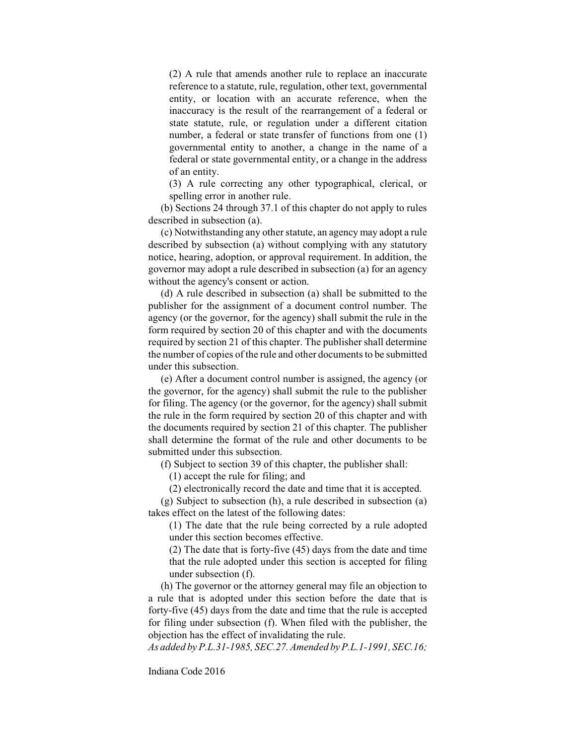(2) A rule that amends another rule to replace an inaccurate reference to a statute, rule, regulation, other text, governmental entity, or location with an accurate reference, when the inaccuracy is the result of the rearrangement of a federal or state statute, rule, or regulation under a different citation number, a federal or state transfer of functions from one (1) governmental entity to another, a change in the name of a federal or state governmental entity, or a change in the address of an entity.

(3) A rule correcting any other typographical, clerical, or spelling error in another rule.

(b) Sections 24 through 37.1 of this chapter do not apply to rules described in subsection (a).

(c) Notwithstanding any other statute, an agency may adopt a rule described by subsection (a) without complying with any statutory notice, hearing, adoption, or approval requirement. In addition, the governor may adopt a rule described in subsection (a) for an agency without the agency's consent or action.

(d) A rule described in subsection (a) shall be submitted to the publisher for the assignment of a document control number. The agency (or the governor, for the agency) shall submit the rule in the form required by section 20 of this chapter and with the documents required by section 21 of this chapter. The publisher shall determine the number of copies of the rule and other documents to be submitted under this subsection.

(e) After a document control number is assigned, the agency (or the governor, for the agency) shall submit the rule to the publisher for filing. The agency (or the governor, for the agency) shall submit the rule in the form required by section 20 of this chapter and with the documents required by section 21 of this chapter. The publisher shall determine the format of the rule and other documents to be submitted under this subsection.

(f) Subject to section 39 of this chapter, the publisher shall:

(1) accept the rule for filing; and

(2) electronically record the date and time that it is accepted.

(g) Subject to subsection (h), a rule described in subsection (a) takes effect on the latest of the following dates:

(1) The date that the rule being corrected by a rule adopted under this section becomes effective.

(2) The date that is forty-five (45) days from the date and time that the rule adopted under this section is accepted for filing under subsection (f).

(h) The governor or the attorney general may file an objection to a rule that is adopted under this section before the date that is forty-five (45) days from the date and time that the rule is accepted for filing under subsection (f). When filed with the publisher, the objection has the effect of invalidating the rule.

*As added by P.L.31-1985, SEC.27. Amended by P.L.1-1991, SEC.16;*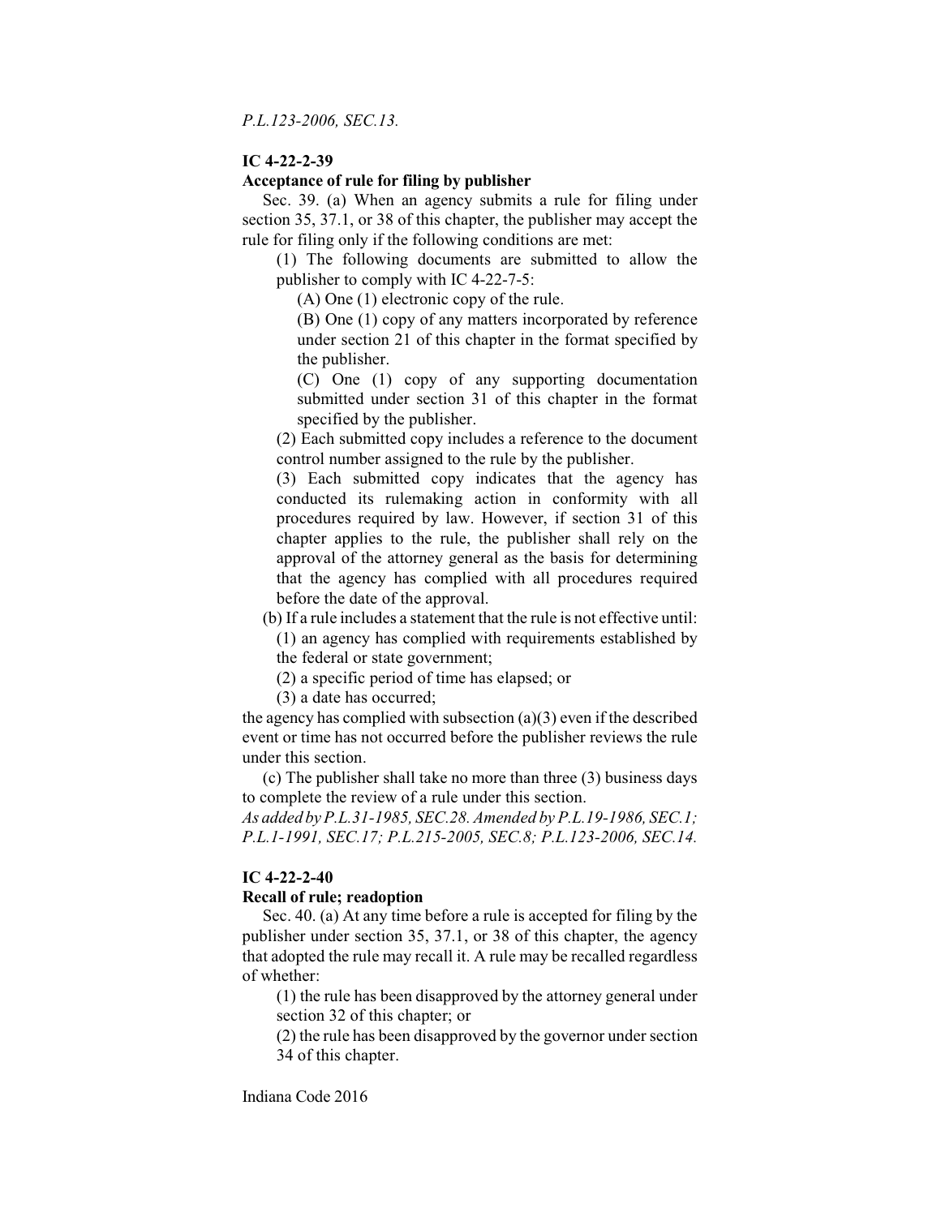*P.L.123-2006, SEC.13.*

**IC 4-22-2-39**

**Acceptance of rule for filing by publisher**

Sec. 39. (a) When an agency submits a rule for filing under section 35, 37.1, or 38 of this chapter, the publisher may accept the rule for filing only if the following conditions are met:

(1) The following documents are submitted to allow the publisher to comply with IC 4-22-7-5:

(A) One (1) electronic copy of the rule.

(B) One (1) copy of any matters incorporated by reference under section 21 of this chapter in the format specified by the publisher.

(C) One (1) copy of any supporting documentation submitted under section 31 of this chapter in the format specified by the publisher.

(2) Each submitted copy includes a reference to the document control number assigned to the rule by the publisher.

(3) Each submitted copy indicates that the agency has conducted its rulemaking action in conformity with all procedures required by law. However, if section 31 of this chapter applies to the rule, the publisher shall rely on the approval of the attorney general as the basis for determining that the agency has complied with all procedures required before the date of the approval.

(b) If a rule includes a statement that the rule is not effective until:

(1) an agency has complied with requirements established by the federal or state government;

(2) a specific period of time has elapsed; or

(3) a date has occurred;

the agency has complied with subsection (a)(3) even if the described event or time has not occurred before the publisher reviews the rule under this section.

(c) The publisher shall take no more than three (3) business days to complete the review of a rule under this section.

*As added by P.L.31-1985, SEC.28. Amended by P.L.19-1986, SEC.1; P.L.1-1991, SEC.17; P.L.215-2005, SEC.8; P.L.123-2006, SEC.14.*

**IC 4-22-2-40**

**Recall of rule; readoption**

Sec. 40. (a) At any time before a rule is accepted for filing by the publisher under section 35, 37.1, or 38 of this chapter, the agency that adopted the rule may recall it. A rule may be recalled regardless of whether:

(1) the rule has been disapproved by the attorney general under section 32 of this chapter; or

(2) the rule has been disapproved by the governor under section 34 of this chapter.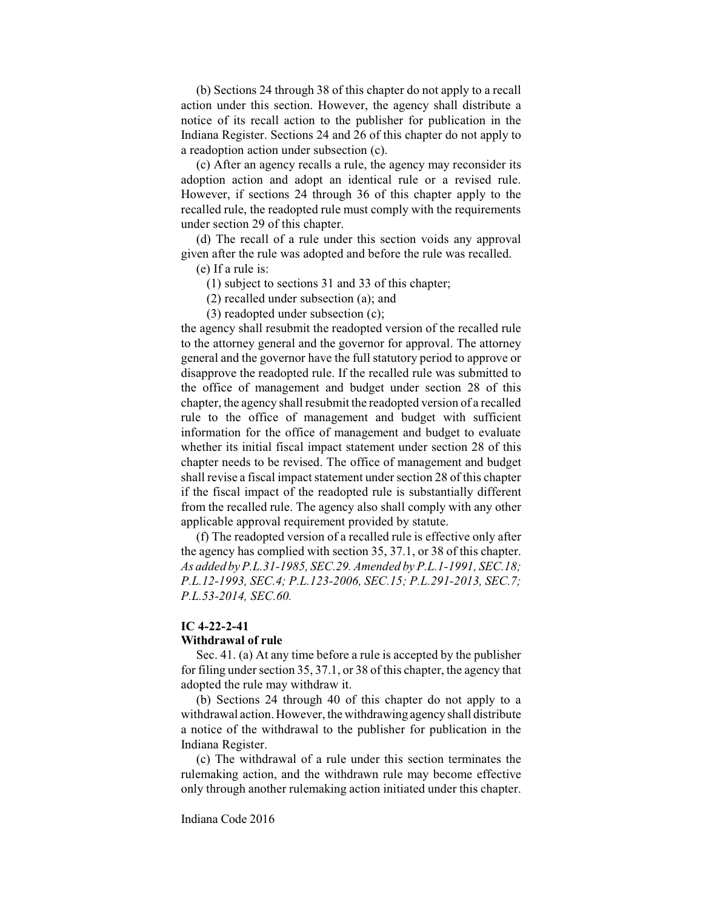(b) Sections 24 through 38 of this chapter do not apply to a recall action under this section. However, the agency shall distribute a notice of its recall action to the publisher for publication in the Indiana Register. Sections 24 and 26 of this chapter do not apply to a readoption action under subsection (c).

(c) After an agency recalls a rule, the agency may reconsider its adoption action and adopt an identical rule or a revised rule. However, if sections 24 through 36 of this chapter apply to the recalled rule, the readopted rule must comply with the requirements under section 29 of this chapter.

(d) The recall of a rule under this section voids any approval given after the rule was adopted and before the rule was recalled.

(e) If a rule is:

(1) subject to sections 31 and 33 of this chapter;

(2) recalled under subsection (a); and

(3) readopted under subsection (c);

the agency shall resubmit the readopted version of the recalled rule to the attorney general and the governor for approval. The attorney general and the governor have the full statutory period to approve or disapprove the readopted rule. If the recalled rule was submitted to the office of management and budget under section 28 of this chapter, the agency shall resubmit the readopted version of a recalled rule to the office of management and budget with sufficient information for the office of management and budget to evaluate whether its initial fiscal impact statement under section 28 of this chapter needs to be revised. The office of management and budget shall revise a fiscal impact statement under section 28 of this chapter if the fiscal impact of the readopted rule is substantially different from the recalled rule. The agency also shall comply with any other applicable approval requirement provided by statute.

(f) The readopted version of a recalled rule is effective only after the agency has complied with section 35, 37.1, or 38 of this chapter.
*As added by P.L.31-1985, SEC.29. Amended by P.L.1-1991, SEC.18; P.L.12-1993, SEC.4; P.L.123-2006, SEC.15; P.L.291-2013, SEC.7; P.L.53-2014, SEC.60.*

**IC 4-22-2-41**
**Withdrawal of rule**

Sec. 41. (a) At any time before a rule is accepted by the publisher for filing under section 35, 37.1, or 38 of this chapter, the agency that adopted the rule may withdraw it.

(b) Sections 24 through 40 of this chapter do not apply to a withdrawal action. However, the withdrawing agency shall distribute a notice of the withdrawal to the publisher for publication in the Indiana Register.

(c) The withdrawal of a rule under this section terminates the rulemaking action, and the withdrawn rule may become effective only through another rulemaking action initiated under this chapter.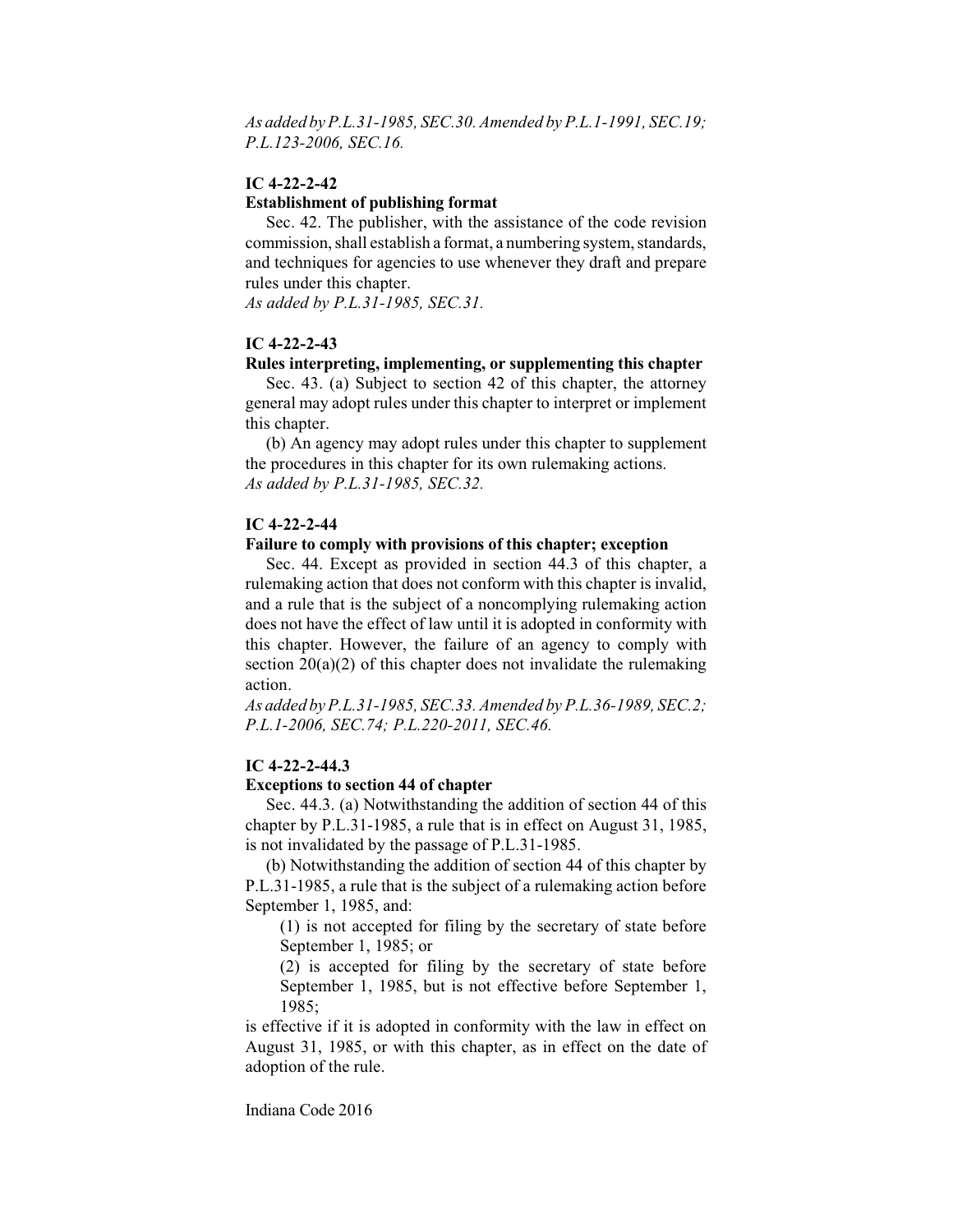*As added by P.L.31-1985, SEC.30. Amended by P.L.1-1991, SEC.19; P.L.123-2006, SEC.16.*

**IC 4-22-2-42**

**Establishment of publishing format**

Sec. 42. The publisher, with the assistance of the code revision commission, shall establish a format, a numbering system, standards, and techniques for agencies to use whenever they draft and prepare rules under this chapter.

*As added by P.L.31-1985, SEC.31.*

**IC 4-22-2-43**

**Rules interpreting, implementing, or supplementing this chapter**

Sec. 43. (a) Subject to section 42 of this chapter, the attorney general may adopt rules under this chapter to interpret or implement this chapter.

(b) An agency may adopt rules under this chapter to supplement the procedures in this chapter for its own rulemaking actions.

*As added by P.L.31-1985, SEC.32.*

**IC 4-22-2-44**

**Failure to comply with provisions of this chapter; exception**

Sec. 44. Except as provided in section 44.3 of this chapter, a rulemaking action that does not conform with this chapter is invalid, and a rule that is the subject of a noncomplying rulemaking action does not have the effect of law until it is adopted in conformity with this chapter. However, the failure of an agency to comply with section 20(a)(2) of this chapter does not invalidate the rulemaking action.

*As added by P.L.31-1985, SEC.33. Amended by P.L.36-1989, SEC.2; P.L.1-2006, SEC.74; P.L.220-2011, SEC.46.*

**IC 4-22-2-44.3**

**Exceptions to section 44 of chapter**

Sec. 44.3. (a) Notwithstanding the addition of section 44 of this chapter by P.L.31-1985, a rule that is in effect on August 31, 1985, is not invalidated by the passage of P.L.31-1985.

(b) Notwithstanding the addition of section 44 of this chapter by P.L.31-1985, a rule that is the subject of a rulemaking action before September 1, 1985, and:

(1) is not accepted for filing by the secretary of state before September 1, 1985; or

(2) is accepted for filing by the secretary of state before September 1, 1985, but is not effective before September 1, 1985;

is effective if it is adopted in conformity with the law in effect on August 31, 1985, or with this chapter, as in effect on the date of adoption of the rule.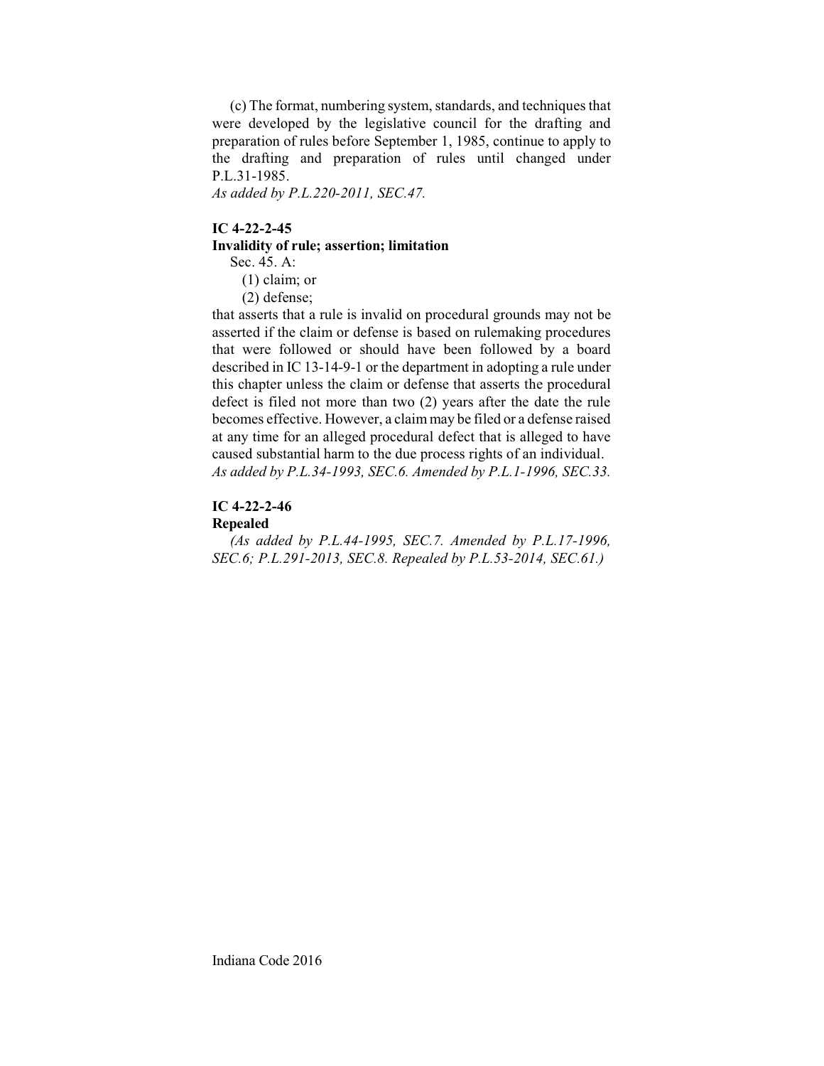(c) The format, numbering system, standards, and techniques that were developed by the legislative council for the drafting and preparation of rules before September 1, 1985, continue to apply to the drafting and preparation of rules until changed under P.L.31-1985.

*As added by P.L.220-2011, SEC.47.*

**IC 4-22-2-45**

**Invalidity of rule; assertion; limitation**

Sec. 45. A:

(1) claim; or

(2) defense;

that asserts that a rule is invalid on procedural grounds may not be asserted if the claim or defense is based on rulemaking procedures that were followed or should have been followed by a board described in IC 13-14-9-1 or the department in adopting a rule under this chapter unless the claim or defense that asserts the procedural defect is filed not more than two (2) years after the date the rule becomes effective. However, a claim may be filed or a defense raised at any time for an alleged procedural defect that is alleged to have caused substantial harm to the due process rights of an individual.

*As added by P.L.34-1993, SEC.6. Amended by P.L.1-1996, SEC.33.*

**IC 4-22-2-46**

**Repealed**

*(As added by P.L.44-1995, SEC.7. Amended by P.L.17-1996, SEC.6; P.L.291-2013, SEC.8. Repealed by P.L.53-2014, SEC.61.)*